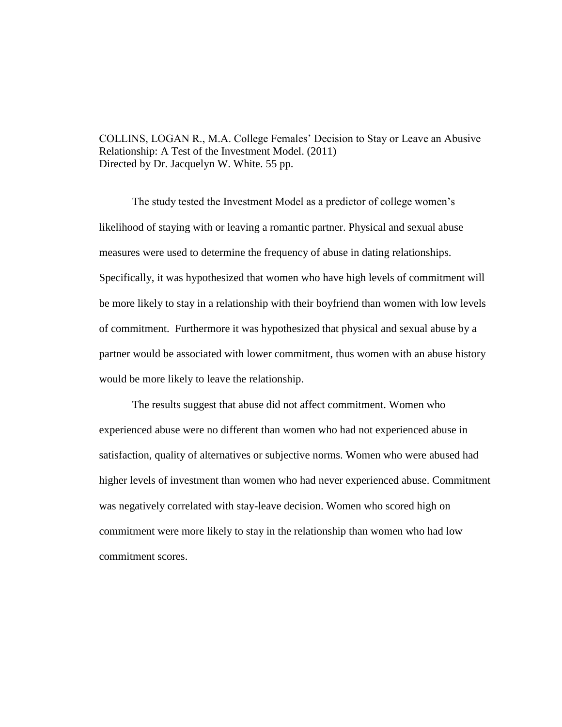COLLINS, LOGAN R., M.A. College Females' Decision to Stay or Leave an Abusive Relationship: A Test of the Investment Model. (2011)
Directed by Dr. Jacquelyn W. White. 55 pp.

The study tested the Investment Model as a predictor of college women's likelihood of staying with or leaving a romantic partner. Physical and sexual abuse measures were used to determine the frequency of abuse in dating relationships. Specifically, it was hypothesized that women who have high levels of commitment will be more likely to stay in a relationship with their boyfriend than women with low levels of commitment. Furthermore it was hypothesized that physical and sexual abuse by a partner would be associated with lower commitment, thus women with an abuse history would be more likely to leave the relationship.

The results suggest that abuse did not affect commitment. Women who experienced abuse were no different than women who had not experienced abuse in satisfaction, quality of alternatives or subjective norms. Women who were abused had higher levels of investment than women who had never experienced abuse. Commitment was negatively correlated with stay-leave decision. Women who scored high on commitment were more likely to stay in the relationship than women who had low commitment scores.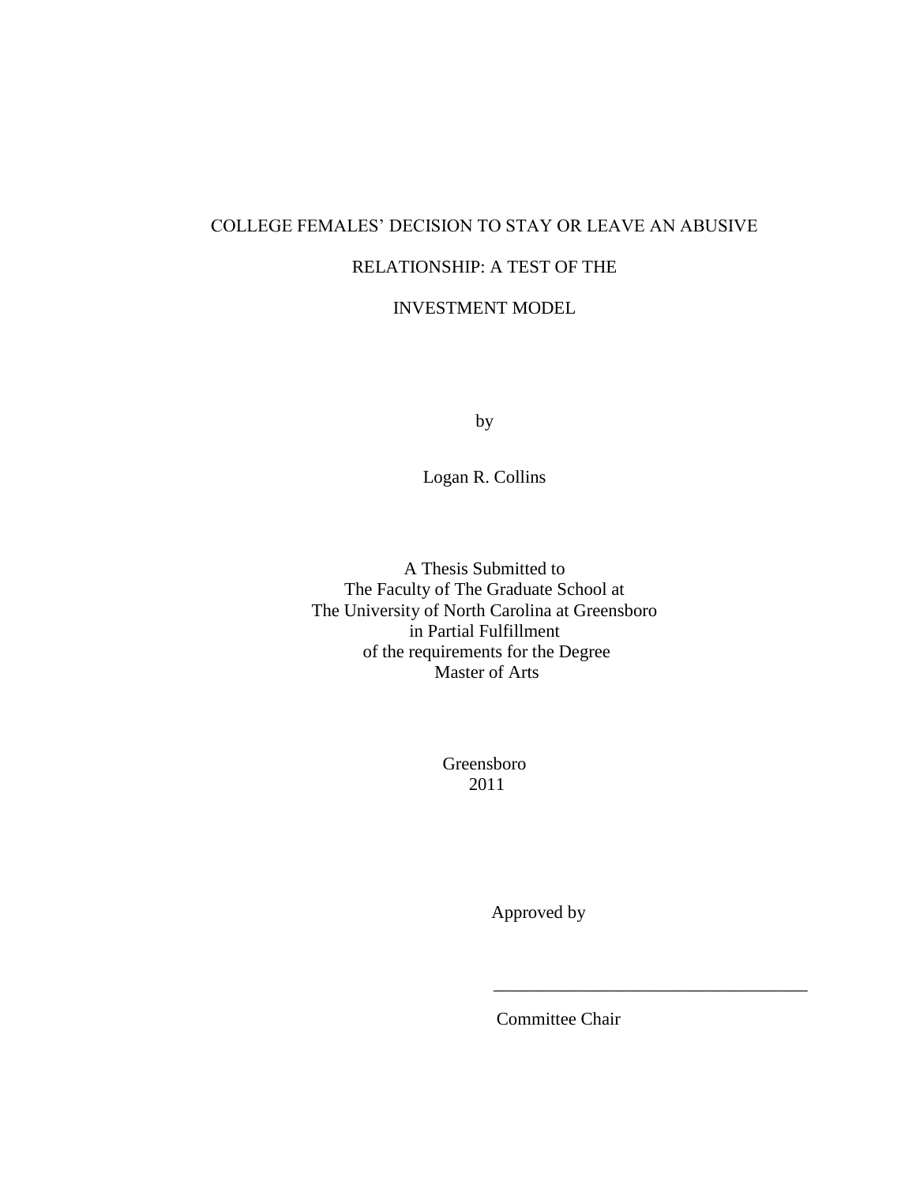# COLLEGE FEMALES' DECISION TO STAY OR LEAVE AN ABUSIVE RELATIONSHIP: A TEST OF THE INVESTMENT MODEL

by

Logan R. Collins

A Thesis Submitted to
The Faculty of The Graduate School at
The University of North Carolina at Greensboro
in Partial Fulfillment
of the requirements for the Degree
Master of Arts

Greensboro
2011

Approved by

_________________________________

Committee Chair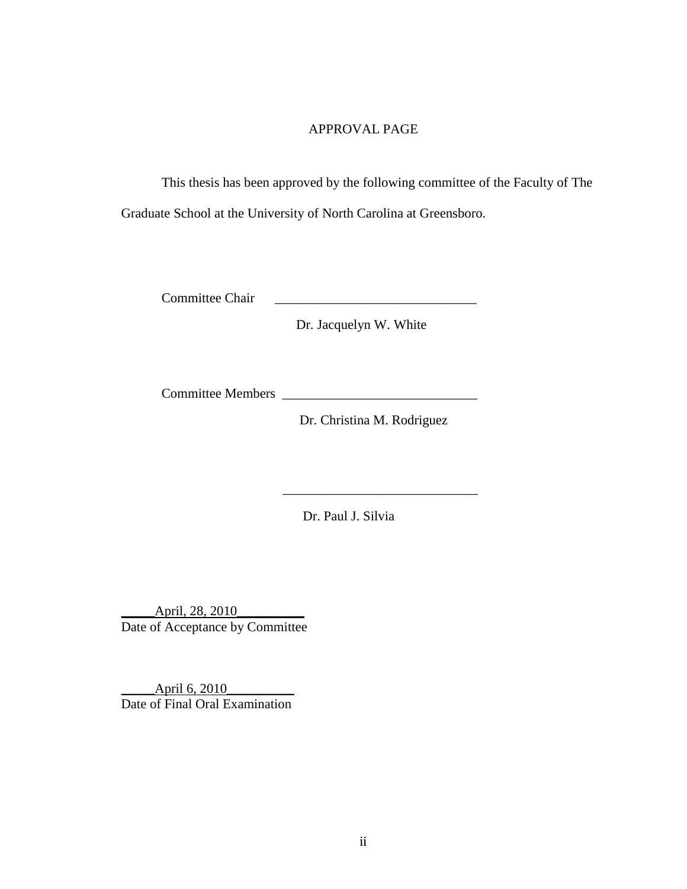# APPROVAL PAGE

This thesis has been approved by the following committee of the Faculty of The Graduate School at the University of North Carolina at Greensboro.

Committee Chair ______________________________
Dr. Jacquelyn W. White

Committee Members ______________________________
Dr. Christina M. Rodriguez

______________________________
Dr. Paul J. Silvia

_____April, 28, 2010__________
Date of Acceptance by Committee

_____April 6, 2010__________
Date of Final Oral Examination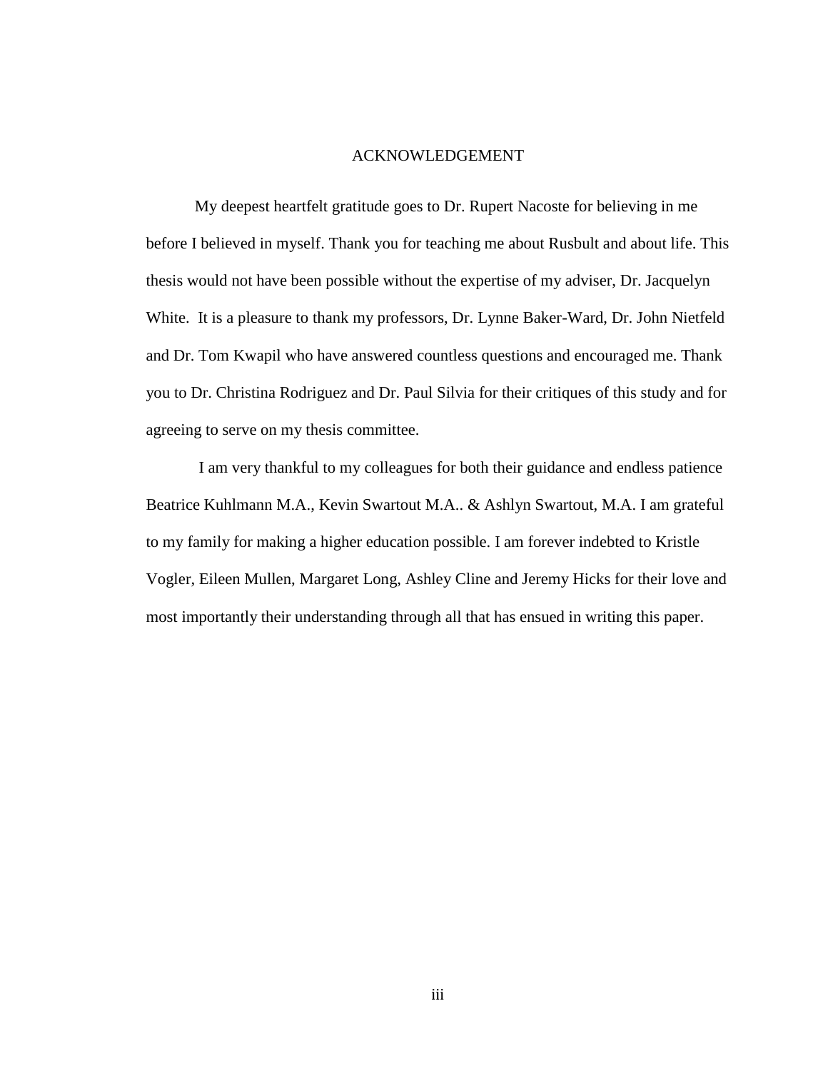# ACKNOWLEDGEMENT

My deepest heartfelt gratitude goes to Dr. Rupert Nacoste for believing in me before I believed in myself. Thank you for teaching me about Rusbult and about life. This thesis would not have been possible without the expertise of my adviser, Dr. Jacquelyn White. It is a pleasure to thank my professors, Dr. Lynne Baker-Ward, Dr. John Nietfeld and Dr. Tom Kwapil who have answered countless questions and encouraged me. Thank you to Dr. Christina Rodriguez and Dr. Paul Silvia for their critiques of this study and for agreeing to serve on my thesis committee.

I am very thankful to my colleagues for both their guidance and endless patience Beatrice Kuhlmann M.A., Kevin Swartout M.A.. & Ashlyn Swartout, M.A. I am grateful to my family for making a higher education possible. I am forever indebted to Kristle Vogler, Eileen Mullen, Margaret Long, Ashley Cline and Jeremy Hicks for their love and most importantly their understanding through all that has ensued in writing this paper.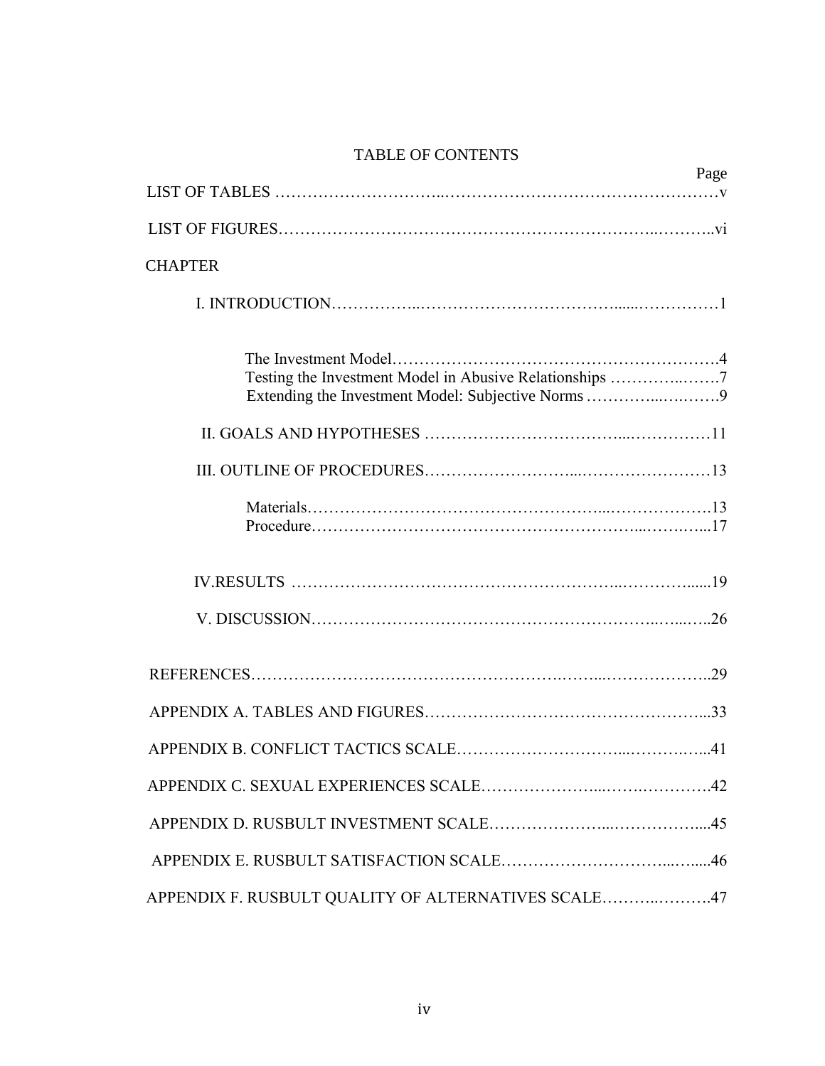# TABLE OF CONTENTS

| | Page |
|---|---|
| LIST OF TABLES | v |
| LIST OF FIGURES | vi |
| CHAPTER | |
| I. INTRODUCTION | 1 |
| The Investment Model | 4 |
| Testing the Investment Model in Abusive Relationships | 7 |
| Extending the Investment Model: Subjective Norms | 9 |
| II. GOALS AND HYPOTHESES | 11 |
| III. OUTLINE OF PROCEDURES | 13 |
| Materials | 13 |
| Procedure | 17 |
| IV.RESULTS | 19 |
| V. DISCUSSION | 26 |
| REFERENCES | 29 |
| APPENDIX A. TABLES AND FIGURES | 33 |
| APPENDIX B. CONFLICT TACTICS SCALE | 41 |
| APPENDIX C. SEXUAL EXPERIENCES SCALE | 42 |
| APPENDIX D. RUSBULT INVESTMENT SCALE | 45 |
| APPENDIX E. RUSBULT SATISFACTION SCALE | 46 |
| APPENDIX F. RUSBULT QUALITY OF ALTERNATIVES SCALE | 47 |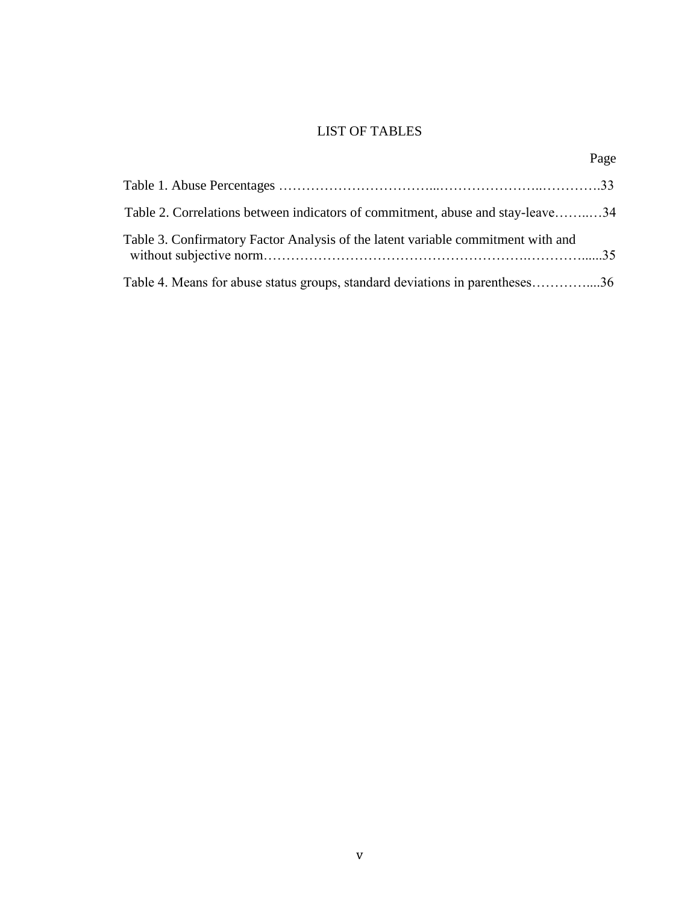# LIST OF TABLES

Page

Table 1. Abuse Percentages ……………………………...…………………...………….33

Table 2. Correlations between indicators of commitment, abuse and stay-leave……..…34

Table 3. Confirmatory Factor Analysis of the latent variable commitment with and without subjective norm………………………………………………….…………......35

Table 4. Means for abuse status groups, standard deviations in parentheses…………....36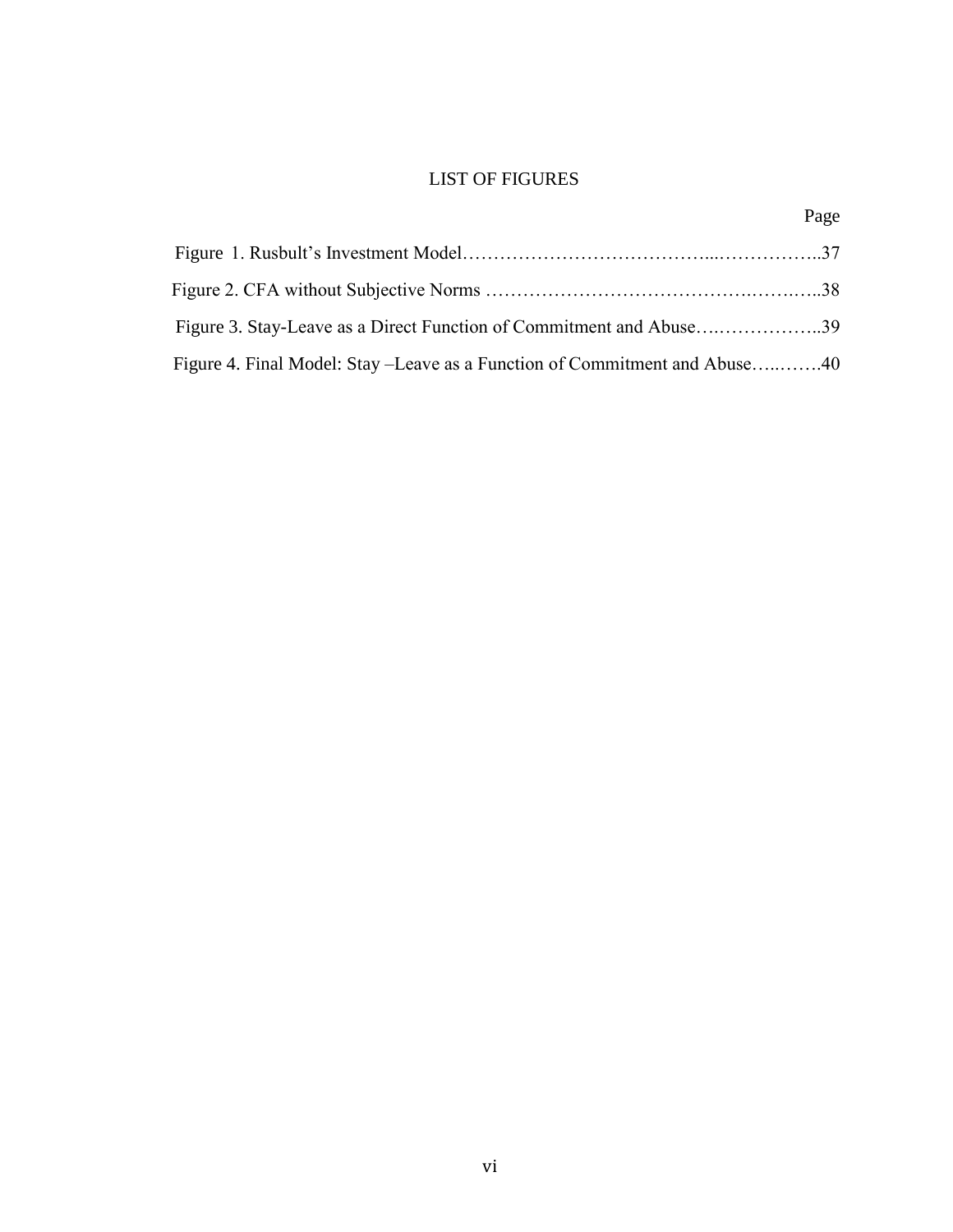# LIST OF FIGURES

| | Page |
|---|---|
| Figure 1. Rusbult's Investment Model | 37 |
| Figure 2. CFA without Subjective Norms | 38 |
| Figure 3. Stay-Leave as a Direct Function of Commitment and Abuse | 39 |
| Figure 4. Final Model: Stay –Leave as a Function of Commitment and Abuse | 40 |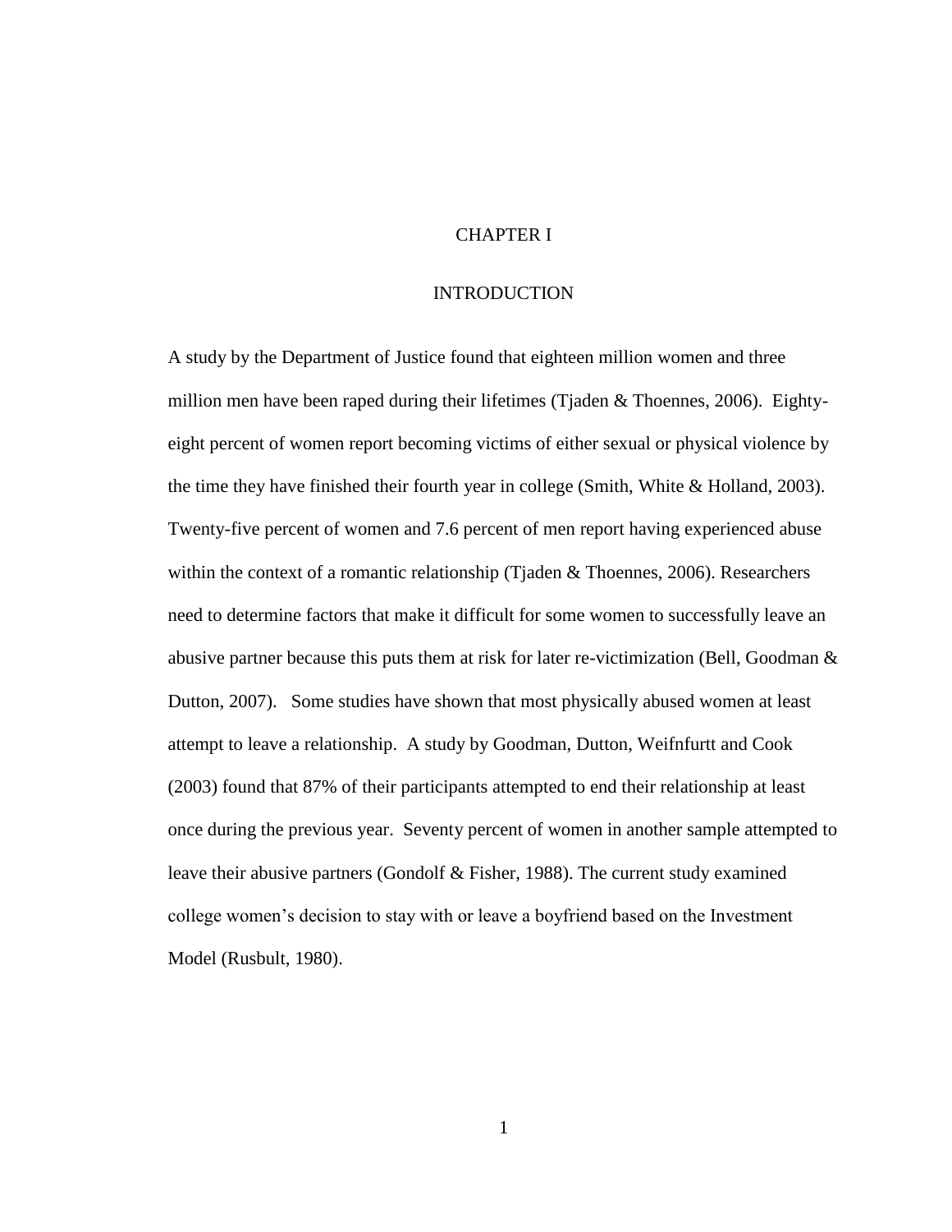# CHAPTER I

# INTRODUCTION

A study by the Department of Justice found that eighteen million women and three million men have been raped during their lifetimes (Tjaden & Thoennes, 2006). Eighty-eight percent of women report becoming victims of either sexual or physical violence by the time they have finished their fourth year in college (Smith, White & Holland, 2003). Twenty-five percent of women and 7.6 percent of men report having experienced abuse within the context of a romantic relationship (Tjaden & Thoennes, 2006). Researchers need to determine factors that make it difficult for some women to successfully leave an abusive partner because this puts them at risk for later re-victimization (Bell, Goodman & Dutton, 2007). Some studies have shown that most physically abused women at least attempt to leave a relationship. A study by Goodman, Dutton, Weifnfurtt and Cook (2003) found that 87% of their participants attempted to end their relationship at least once during the previous year. Seventy percent of women in another sample attempted to leave their abusive partners (Gondolf & Fisher, 1988). The current study examined college women's decision to stay with or leave a boyfriend based on the Investment Model (Rusbult, 1980).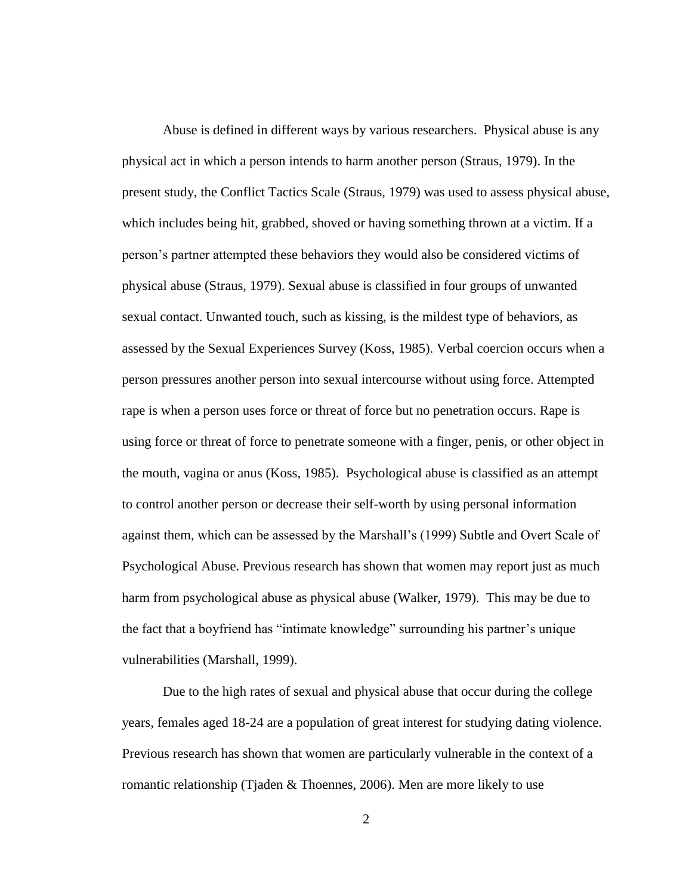Abuse is defined in different ways by various researchers. Physical abuse is any physical act in which a person intends to harm another person (Straus, 1979). In the present study, the Conflict Tactics Scale (Straus, 1979) was used to assess physical abuse, which includes being hit, grabbed, shoved or having something thrown at a victim. If a person's partner attempted these behaviors they would also be considered victims of physical abuse (Straus, 1979). Sexual abuse is classified in four groups of unwanted sexual contact. Unwanted touch, such as kissing, is the mildest type of behaviors, as assessed by the Sexual Experiences Survey (Koss, 1985). Verbal coercion occurs when a person pressures another person into sexual intercourse without using force. Attempted rape is when a person uses force or threat of force but no penetration occurs. Rape is using force or threat of force to penetrate someone with a finger, penis, or other object in the mouth, vagina or anus (Koss, 1985). Psychological abuse is classified as an attempt to control another person or decrease their self-worth by using personal information against them, which can be assessed by the Marshall's (1999) Subtle and Overt Scale of Psychological Abuse. Previous research has shown that women may report just as much harm from psychological abuse as physical abuse (Walker, 1979). This may be due to the fact that a boyfriend has "intimate knowledge" surrounding his partner's unique vulnerabilities (Marshall, 1999).

Due to the high rates of sexual and physical abuse that occur during the college years, females aged 18-24 are a population of great interest for studying dating violence. Previous research has shown that women are particularly vulnerable in the context of a romantic relationship (Tjaden & Thoennes, 2006). Men are more likely to use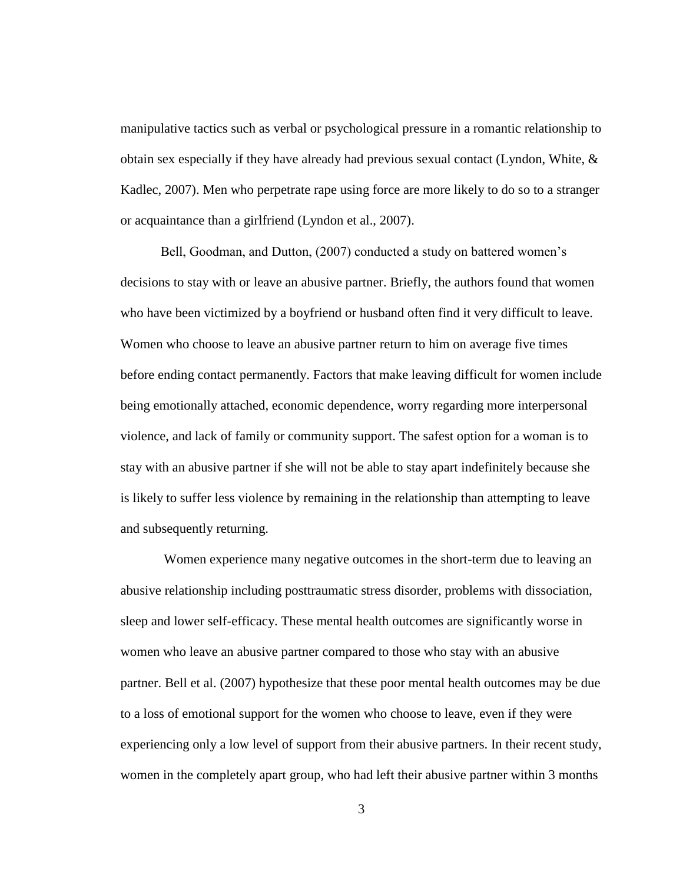manipulative tactics such as verbal or psychological pressure in a romantic relationship to obtain sex especially if they have already had previous sexual contact (Lyndon, White, & Kadlec, 2007). Men who perpetrate rape using force are more likely to do so to a stranger or acquaintance than a girlfriend (Lyndon et al., 2007).

Bell, Goodman, and Dutton, (2007) conducted a study on battered women's decisions to stay with or leave an abusive partner. Briefly, the authors found that women who have been victimized by a boyfriend or husband often find it very difficult to leave. Women who choose to leave an abusive partner return to him on average five times before ending contact permanently. Factors that make leaving difficult for women include being emotionally attached, economic dependence, worry regarding more interpersonal violence, and lack of family or community support. The safest option for a woman is to stay with an abusive partner if she will not be able to stay apart indefinitely because she is likely to suffer less violence by remaining in the relationship than attempting to leave and subsequently returning.

Women experience many negative outcomes in the short-term due to leaving an abusive relationship including posttraumatic stress disorder, problems with dissociation, sleep and lower self-efficacy. These mental health outcomes are significantly worse in women who leave an abusive partner compared to those who stay with an abusive partner. Bell et al. (2007) hypothesize that these poor mental health outcomes may be due to a loss of emotional support for the women who choose to leave, even if they were experiencing only a low level of support from their abusive partners. In their recent study, women in the completely apart group, who had left their abusive partner within 3 months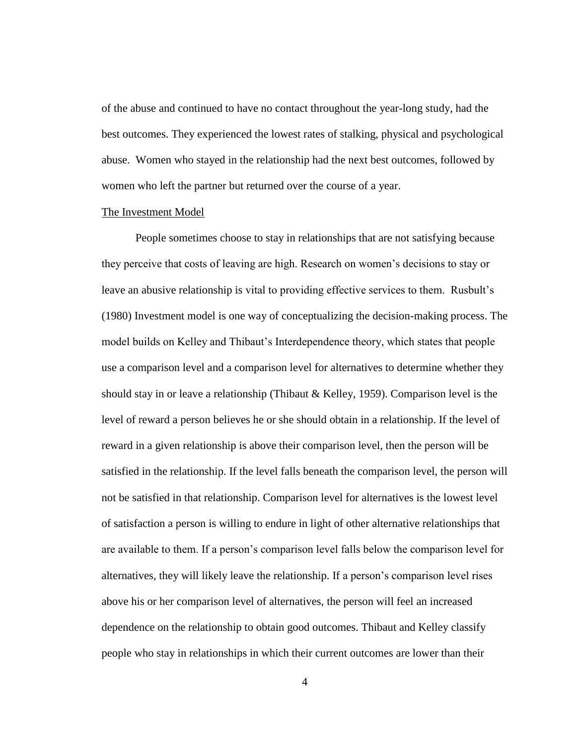of the abuse and continued to have no contact throughout the year-long study, had the best outcomes. They experienced the lowest rates of stalking, physical and psychological abuse. Women who stayed in the relationship had the next best outcomes, followed by women who left the partner but returned over the course of a year.

<u>The Investment Model</u>

People sometimes choose to stay in relationships that are not satisfying because they perceive that costs of leaving are high. Research on women's decisions to stay or leave an abusive relationship is vital to providing effective services to them. Rusbult's (1980) Investment model is one way of conceptualizing the decision-making process. The model builds on Kelley and Thibaut's Interdependence theory, which states that people use a comparison level and a comparison level for alternatives to determine whether they should stay in or leave a relationship (Thibaut & Kelley, 1959). Comparison level is the level of reward a person believes he or she should obtain in a relationship. If the level of reward in a given relationship is above their comparison level, then the person will be satisfied in the relationship. If the level falls beneath the comparison level, the person will not be satisfied in that relationship. Comparison level for alternatives is the lowest level of satisfaction a person is willing to endure in light of other alternative relationships that are available to them. If a person's comparison level falls below the comparison level for alternatives, they will likely leave the relationship. If a person's comparison level rises above his or her comparison level of alternatives, the person will feel an increased dependence on the relationship to obtain good outcomes. Thibaut and Kelley classify people who stay in relationships in which their current outcomes are lower than their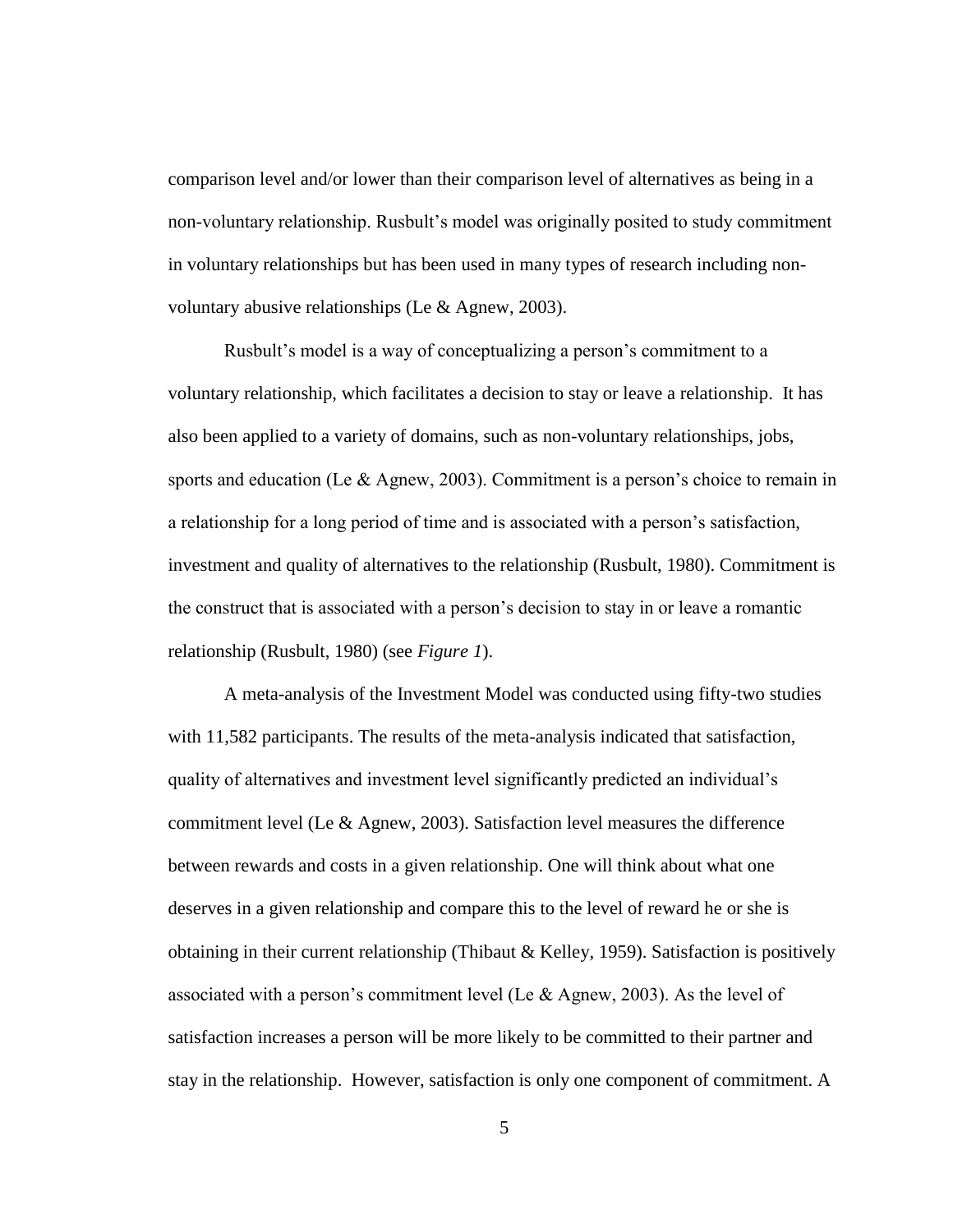comparison level and/or lower than their comparison level of alternatives as being in a non-voluntary relationship. Rusbult's model was originally posited to study commitment in voluntary relationships but has been used in many types of research including non-voluntary abusive relationships (Le & Agnew, 2003).

Rusbult's model is a way of conceptualizing a person's commitment to a voluntary relationship, which facilitates a decision to stay or leave a relationship. It has also been applied to a variety of domains, such as non-voluntary relationships, jobs, sports and education (Le & Agnew, 2003). Commitment is a person's choice to remain in a relationship for a long period of time and is associated with a person's satisfaction, investment and quality of alternatives to the relationship (Rusbult, 1980). Commitment is the construct that is associated with a person's decision to stay in or leave a romantic relationship (Rusbult, 1980) (see *Figure 1*).

A meta-analysis of the Investment Model was conducted using fifty-two studies with 11,582 participants. The results of the meta-analysis indicated that satisfaction, quality of alternatives and investment level significantly predicted an individual's commitment level (Le & Agnew, 2003). Satisfaction level measures the difference between rewards and costs in a given relationship. One will think about what one deserves in a given relationship and compare this to the level of reward he or she is obtaining in their current relationship (Thibaut & Kelley, 1959). Satisfaction is positively associated with a person's commitment level (Le & Agnew, 2003). As the level of satisfaction increases a person will be more likely to be committed to their partner and stay in the relationship. However, satisfaction is only one component of commitment. A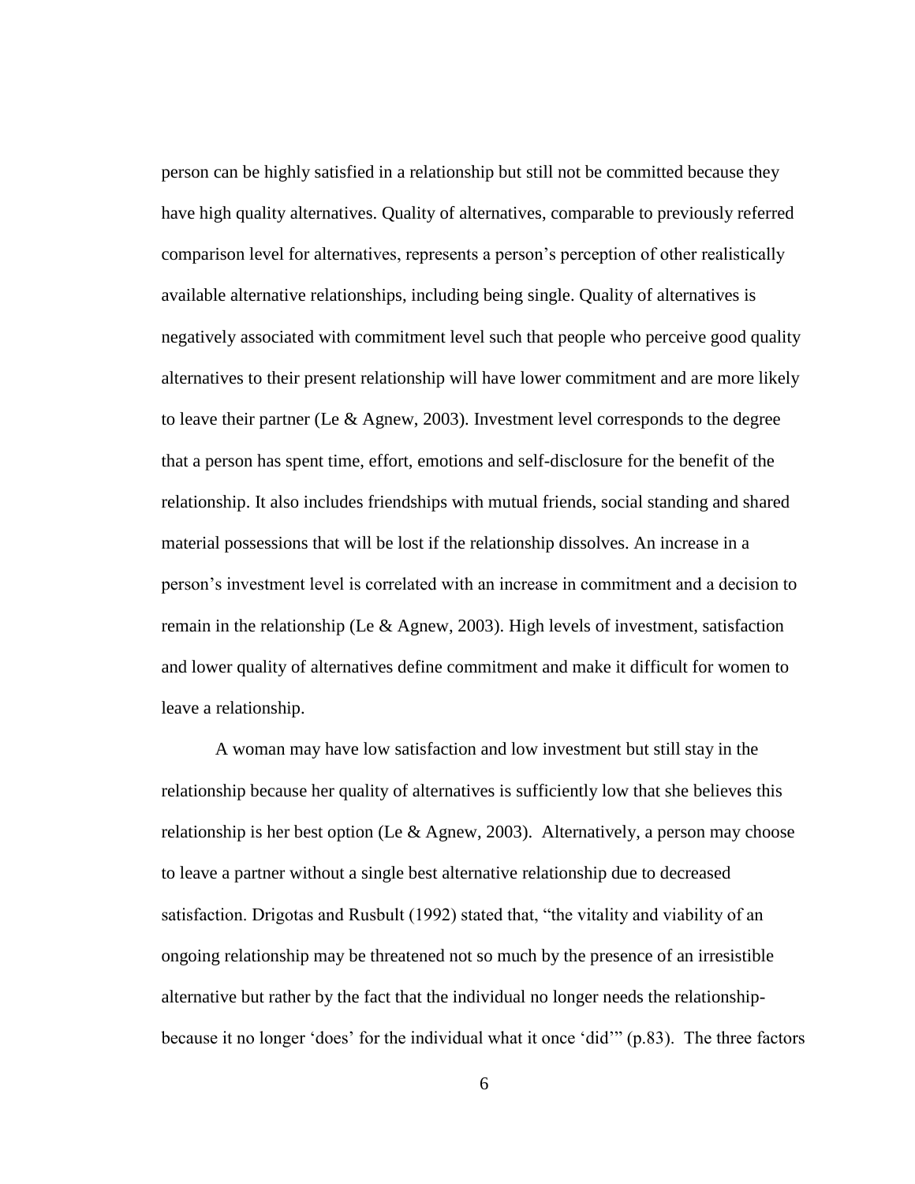person can be highly satisfied in a relationship but still not be committed because they have high quality alternatives. Quality of alternatives, comparable to previously referred comparison level for alternatives, represents a person's perception of other realistically available alternative relationships, including being single. Quality of alternatives is negatively associated with commitment level such that people who perceive good quality alternatives to their present relationship will have lower commitment and are more likely to leave their partner (Le & Agnew, 2003). Investment level corresponds to the degree that a person has spent time, effort, emotions and self-disclosure for the benefit of the relationship. It also includes friendships with mutual friends, social standing and shared material possessions that will be lost if the relationship dissolves. An increase in a person's investment level is correlated with an increase in commitment and a decision to remain in the relationship (Le & Agnew, 2003). High levels of investment, satisfaction and lower quality of alternatives define commitment and make it difficult for women to leave a relationship.

A woman may have low satisfaction and low investment but still stay in the relationship because her quality of alternatives is sufficiently low that she believes this relationship is her best option (Le & Agnew, 2003). Alternatively, a person may choose to leave a partner without a single best alternative relationship due to decreased satisfaction. Drigotas and Rusbult (1992) stated that, "the vitality and viability of an ongoing relationship may be threatened not so much by the presence of an irresistible alternative but rather by the fact that the individual no longer needs the relationship- because it no longer 'does' for the individual what it once 'did'" (p.83). The three factors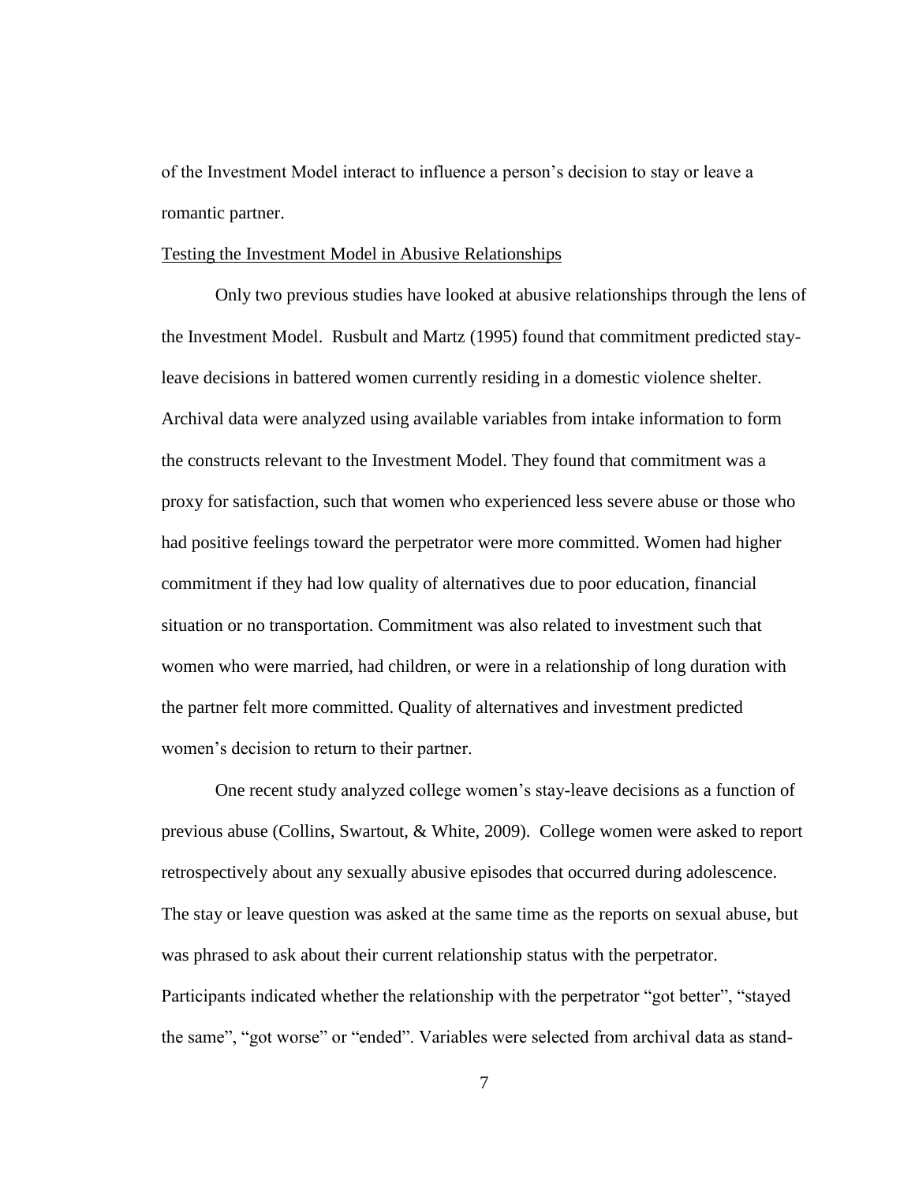of the Investment Model interact to influence a person's decision to stay or leave a romantic partner.

<u>Testing the Investment Model in Abusive Relationships</u>

Only two previous studies have looked at abusive relationships through the lens of the Investment Model. Rusbult and Martz (1995) found that commitment predicted stay-leave decisions in battered women currently residing in a domestic violence shelter. Archival data were analyzed using available variables from intake information to form the constructs relevant to the Investment Model. They found that commitment was a proxy for satisfaction, such that women who experienced less severe abuse or those who had positive feelings toward the perpetrator were more committed. Women had higher commitment if they had low quality of alternatives due to poor education, financial situation or no transportation. Commitment was also related to investment such that women who were married, had children, or were in a relationship of long duration with the partner felt more committed. Quality of alternatives and investment predicted women's decision to return to their partner.

One recent study analyzed college women's stay-leave decisions as a function of previous abuse (Collins, Swartout, & White, 2009). College women were asked to report retrospectively about any sexually abusive episodes that occurred during adolescence. The stay or leave question was asked at the same time as the reports on sexual abuse, but was phrased to ask about their current relationship status with the perpetrator. Participants indicated whether the relationship with the perpetrator "got better", "stayed the same", "got worse" or "ended". Variables were selected from archival data as stand-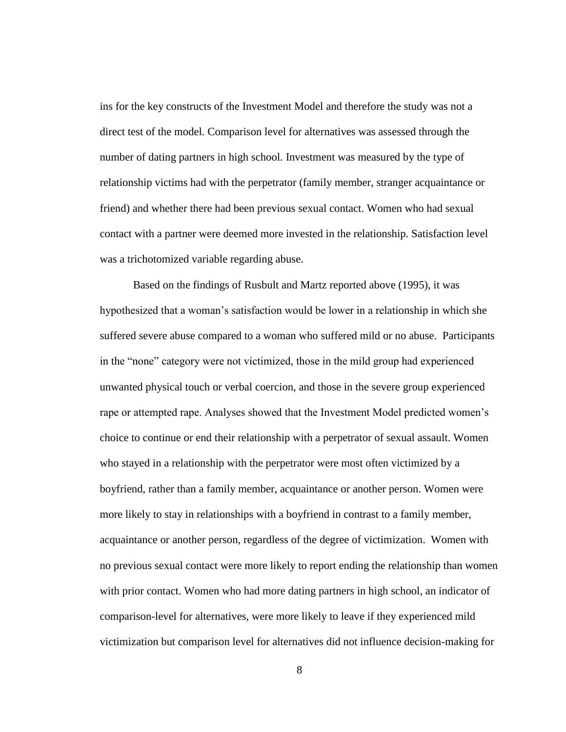ins for the key constructs of the Investment Model and therefore the study was not a direct test of the model. Comparison level for alternatives was assessed through the number of dating partners in high school. Investment was measured by the type of relationship victims had with the perpetrator (family member, stranger acquaintance or friend) and whether there had been previous sexual contact. Women who had sexual contact with a partner were deemed more invested in the relationship. Satisfaction level was a trichotomized variable regarding abuse.

Based on the findings of Rusbult and Martz reported above (1995), it was hypothesized that a woman's satisfaction would be lower in a relationship in which she suffered severe abuse compared to a woman who suffered mild or no abuse. Participants in the "none" category were not victimized, those in the mild group had experienced unwanted physical touch or verbal coercion, and those in the severe group experienced rape or attempted rape. Analyses showed that the Investment Model predicted women's choice to continue or end their relationship with a perpetrator of sexual assault. Women who stayed in a relationship with the perpetrator were most often victimized by a boyfriend, rather than a family member, acquaintance or another person. Women were more likely to stay in relationships with a boyfriend in contrast to a family member, acquaintance or another person, regardless of the degree of victimization. Women with no previous sexual contact were more likely to report ending the relationship than women with prior contact. Women who had more dating partners in high school, an indicator of comparison-level for alternatives, were more likely to leave if they experienced mild victimization but comparison level for alternatives did not influence decision-making for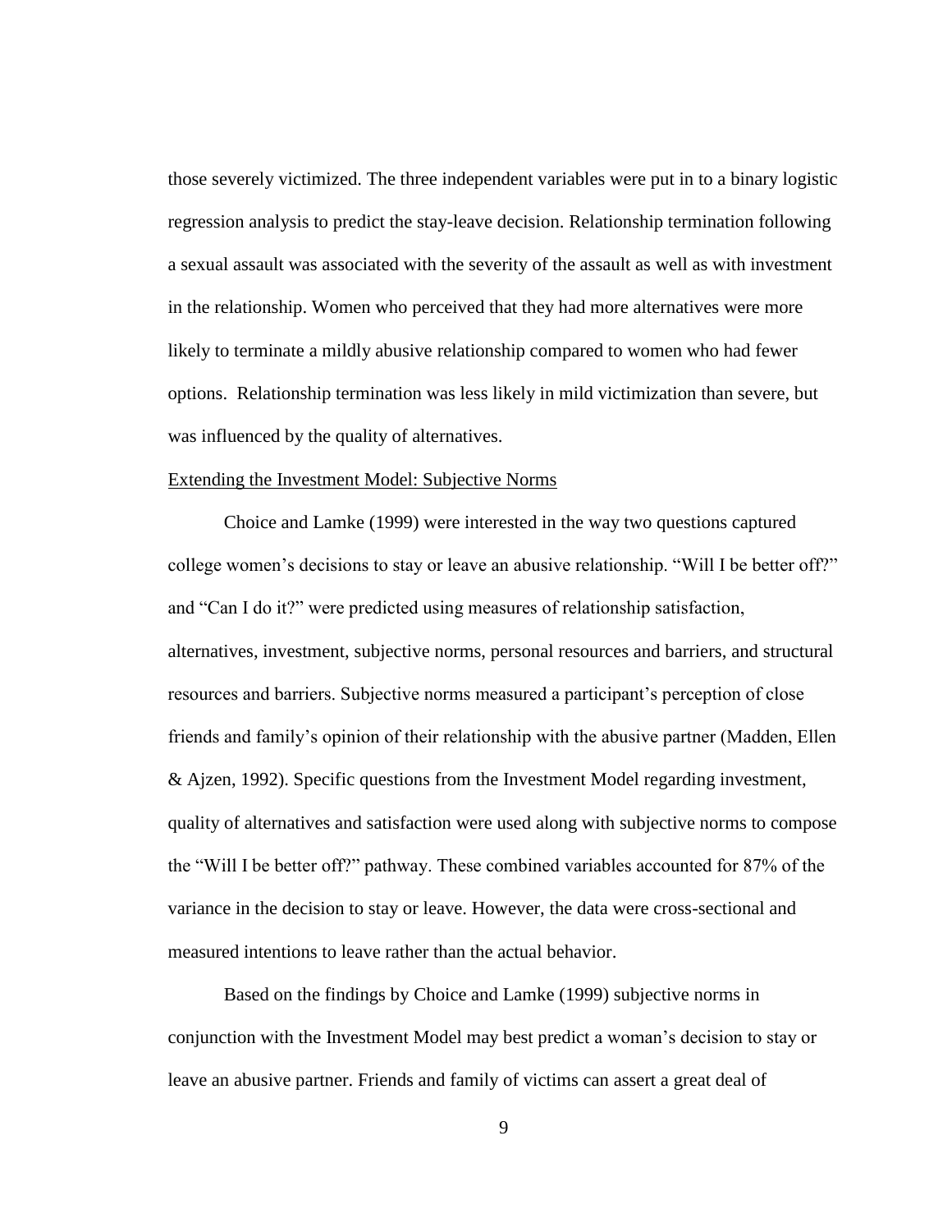those severely victimized. The three independent variables were put in to a binary logistic regression analysis to predict the stay-leave decision. Relationship termination following a sexual assault was associated with the severity of the assault as well as with investment in the relationship. Women who perceived that they had more alternatives were more likely to terminate a mildly abusive relationship compared to women who had fewer options. Relationship termination was less likely in mild victimization than severe, but was influenced by the quality of alternatives.

<u>Extending the Investment Model: Subjective Norms</u>

Choice and Lamke (1999) were interested in the way two questions captured college women's decisions to stay or leave an abusive relationship. "Will I be better off?" and "Can I do it?" were predicted using measures of relationship satisfaction, alternatives, investment, subjective norms, personal resources and barriers, and structural resources and barriers. Subjective norms measured a participant's perception of close friends and family's opinion of their relationship with the abusive partner (Madden, Ellen & Ajzen, 1992). Specific questions from the Investment Model regarding investment, quality of alternatives and satisfaction were used along with subjective norms to compose the "Will I be better off?" pathway. These combined variables accounted for 87% of the variance in the decision to stay or leave. However, the data were cross-sectional and measured intentions to leave rather than the actual behavior.

Based on the findings by Choice and Lamke (1999) subjective norms in conjunction with the Investment Model may best predict a woman's decision to stay or leave an abusive partner. Friends and family of victims can assert a great deal of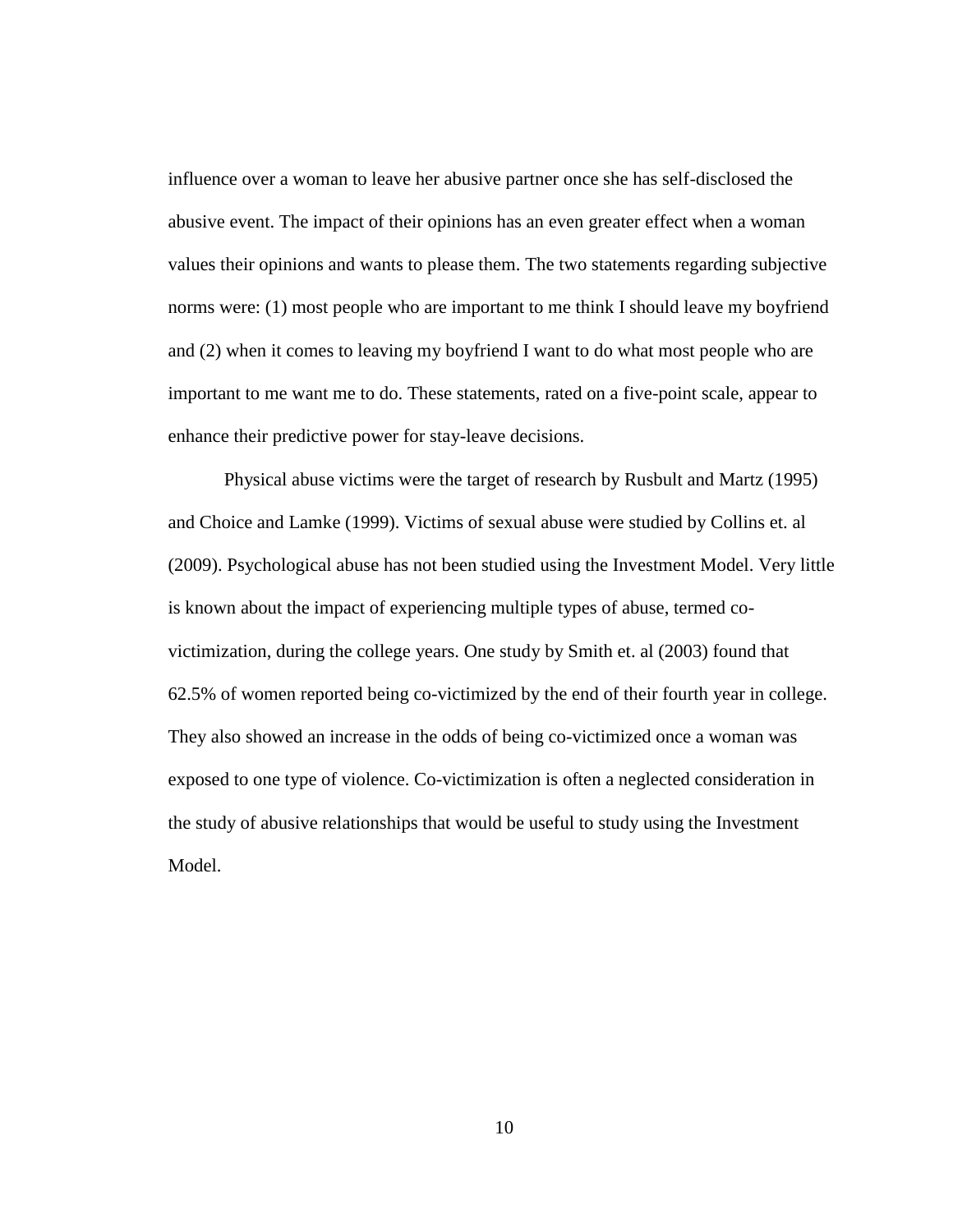influence over a woman to leave her abusive partner once she has self-disclosed the abusive event. The impact of their opinions has an even greater effect when a woman values their opinions and wants to please them. The two statements regarding subjective norms were: (1) most people who are important to me think I should leave my boyfriend and (2) when it comes to leaving my boyfriend I want to do what most people who are important to me want me to do. These statements, rated on a five-point scale, appear to enhance their predictive power for stay-leave decisions.

Physical abuse victims were the target of research by Rusbult and Martz (1995) and Choice and Lamke (1999). Victims of sexual abuse were studied by Collins et. al (2009). Psychological abuse has not been studied using the Investment Model. Very little is known about the impact of experiencing multiple types of abuse, termed co-victimization, during the college years. One study by Smith et. al (2003) found that 62.5% of women reported being co-victimized by the end of their fourth year in college. They also showed an increase in the odds of being co-victimized once a woman was exposed to one type of violence. Co-victimization is often a neglected consideration in the study of abusive relationships that would be useful to study using the Investment Model.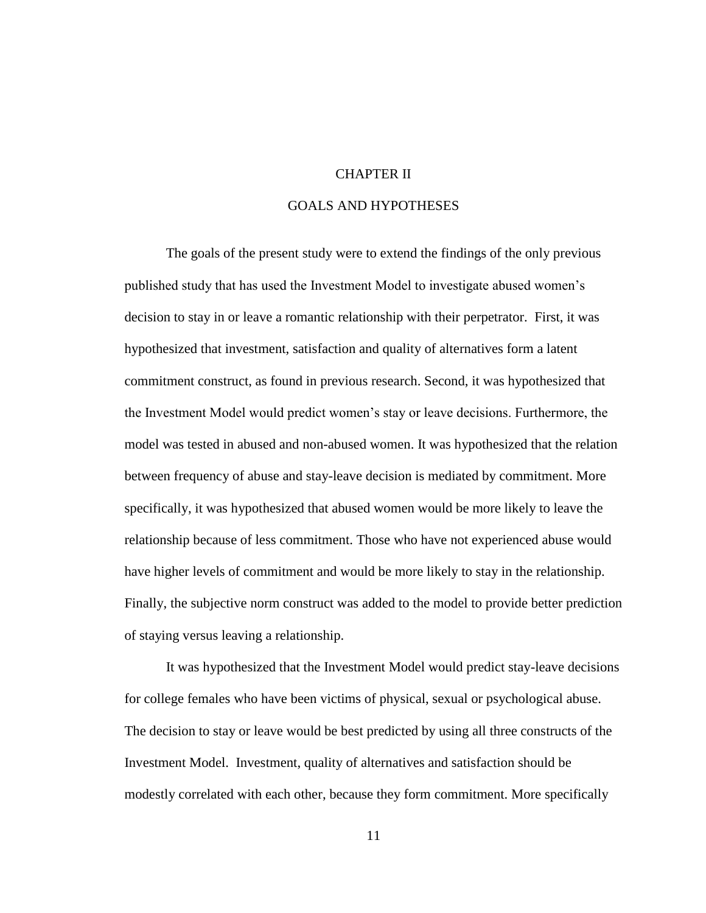# CHAPTER II

# GOALS AND HYPOTHESES

The goals of the present study were to extend the findings of the only previous published study that has used the Investment Model to investigate abused women's decision to stay in or leave a romantic relationship with their perpetrator. First, it was hypothesized that investment, satisfaction and quality of alternatives form a latent commitment construct, as found in previous research. Second, it was hypothesized that the Investment Model would predict women's stay or leave decisions. Furthermore, the model was tested in abused and non-abused women. It was hypothesized that the relation between frequency of abuse and stay-leave decision is mediated by commitment. More specifically, it was hypothesized that abused women would be more likely to leave the relationship because of less commitment. Those who have not experienced abuse would have higher levels of commitment and would be more likely to stay in the relationship. Finally, the subjective norm construct was added to the model to provide better prediction of staying versus leaving a relationship.

It was hypothesized that the Investment Model would predict stay-leave decisions for college females who have been victims of physical, sexual or psychological abuse. The decision to stay or leave would be best predicted by using all three constructs of the Investment Model. Investment, quality of alternatives and satisfaction should be modestly correlated with each other, because they form commitment. More specifically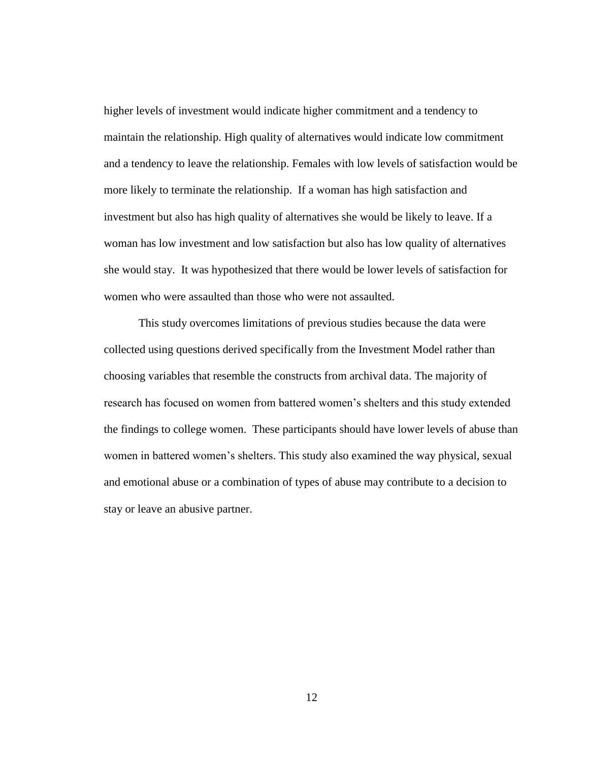higher levels of investment would indicate higher commitment and a tendency to maintain the relationship. High quality of alternatives would indicate low commitment and a tendency to leave the relationship. Females with low levels of satisfaction would be more likely to terminate the relationship. If a woman has high satisfaction and investment but also has high quality of alternatives she would be likely to leave. If a woman has low investment and low satisfaction but also has low quality of alternatives she would stay. It was hypothesized that there would be lower levels of satisfaction for women who were assaulted than those who were not assaulted.

This study overcomes limitations of previous studies because the data were collected using questions derived specifically from the Investment Model rather than choosing variables that resemble the constructs from archival data. The majority of research has focused on women from battered women's shelters and this study extended the findings to college women. These participants should have lower levels of abuse than women in battered women's shelters. This study also examined the way physical, sexual and emotional abuse or a combination of types of abuse may contribute to a decision to stay or leave an abusive partner.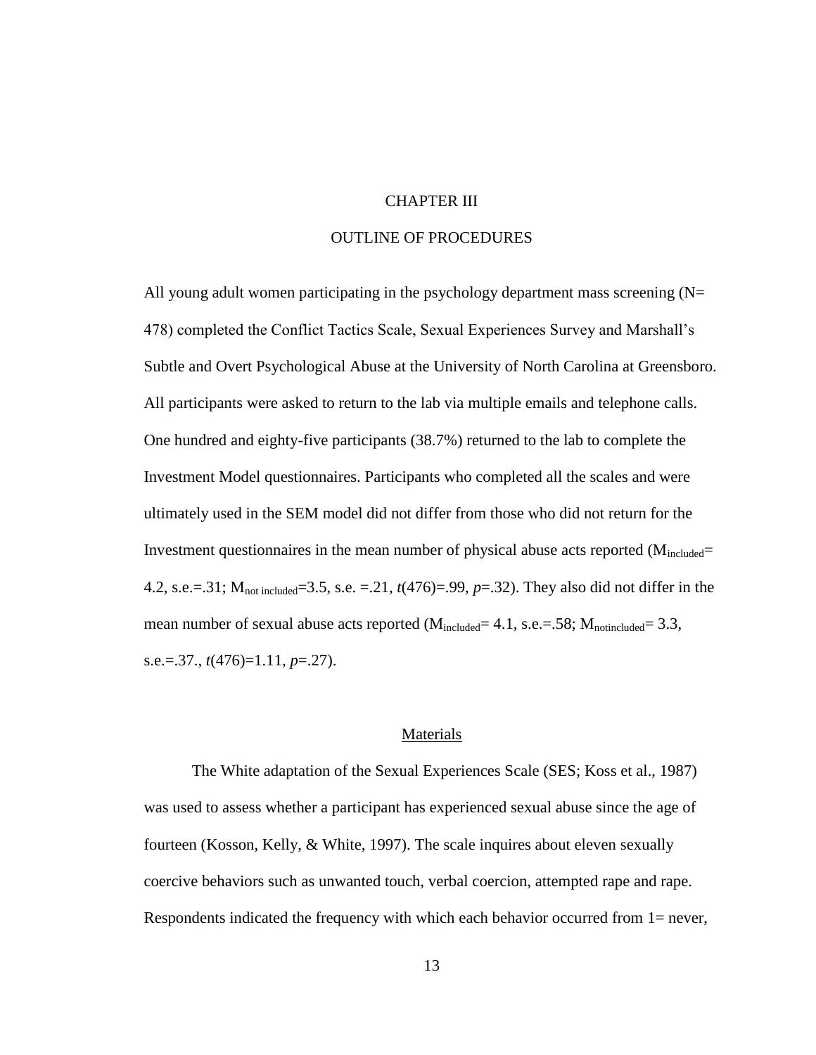# CHAPTER III

# OUTLINE OF PROCEDURES

All young adult women participating in the psychology department mass screening (N= 478) completed the Conflict Tactics Scale, Sexual Experiences Survey and Marshall's Subtle and Overt Psychological Abuse at the University of North Carolina at Greensboro. All participants were asked to return to the lab via multiple emails and telephone calls. One hundred and eighty-five participants (38.7%) returned to the lab to complete the Investment Model questionnaires. Participants who completed all the scales and were ultimately used in the SEM model did not differ from those who did not return for the Investment questionnaires in the mean number of physical abuse acts reported ($M_{included}$= 4.2, s.e.=.31; $M_{not\ included}$=3.5, s.e. =.21, $t(476)$=.99, $p$=.32). They also did not differ in the mean number of sexual abuse acts reported ($M_{included}$= 4.1, s.e.=.58; $M_{notincluded}$= 3.3, s.e.=.37., $t(476)$=1.11, $p$=.27).

## Materials

The White adaptation of the Sexual Experiences Scale (SES; Koss et al., 1987) was used to assess whether a participant has experienced sexual abuse since the age of fourteen (Kosson, Kelly, & White, 1997). The scale inquires about eleven sexually coercive behaviors such as unwanted touch, verbal coercion, attempted rape and rape. Respondents indicated the frequency with which each behavior occurred from 1= never,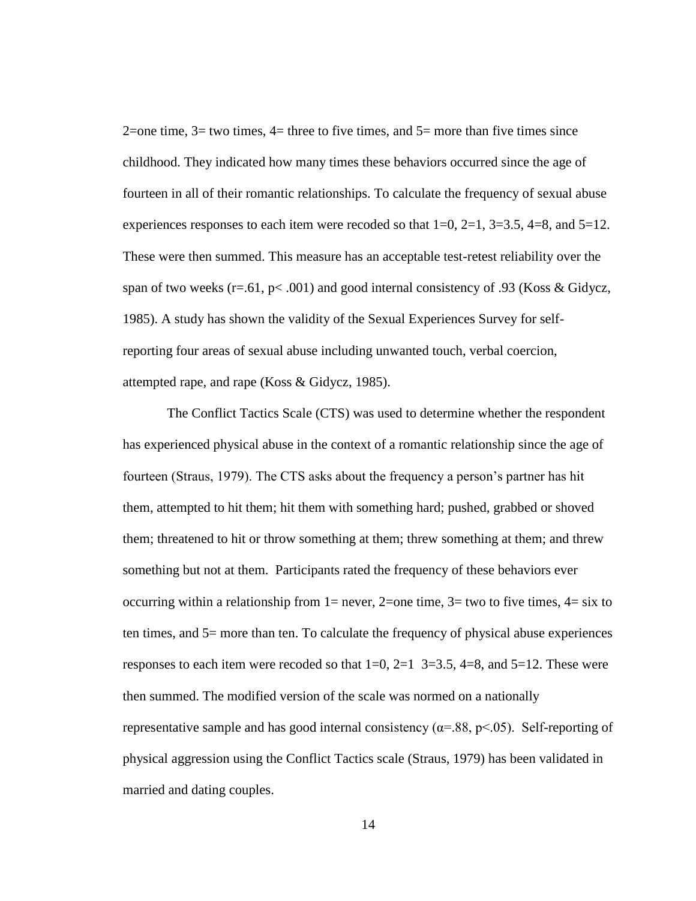2=one time, 3= two times, 4= three to five times, and 5= more than five times since childhood. They indicated how many times these behaviors occurred since the age of fourteen in all of their romantic relationships. To calculate the frequency of sexual abuse experiences responses to each item were recoded so that 1=0, 2=1, 3=3.5, 4=8, and 5=12. These were then summed. This measure has an acceptable test-retest reliability over the span of two weeks ($r=.61$, $p< .001$) and good internal consistency of .93 (Koss & Gidycz, 1985). A study has shown the validity of the Sexual Experiences Survey for self-reporting four areas of sexual abuse including unwanted touch, verbal coercion, attempted rape, and rape (Koss & Gidycz, 1985).

The Conflict Tactics Scale (CTS) was used to determine whether the respondent has experienced physical abuse in the context of a romantic relationship since the age of fourteen (Straus, 1979). The CTS asks about the frequency a person's partner has hit them, attempted to hit them; hit them with something hard; pushed, grabbed or shoved them; threatened to hit or throw something at them; threw something at them; and threw something but not at them. Participants rated the frequency of these behaviors ever occurring within a relationship from 1= never, 2=one time, 3= two to five times, 4= six to ten times, and 5= more than ten. To calculate the frequency of physical abuse experiences responses to each item were recoded so that 1=0, 2=1 3=3.5, 4=8, and 5=12. These were then summed. The modified version of the scale was normed on a nationally representative sample and has good internal consistency ($\alpha=.88$, $p<.05$). Self-reporting of physical aggression using the Conflict Tactics scale (Straus, 1979) has been validated in married and dating couples.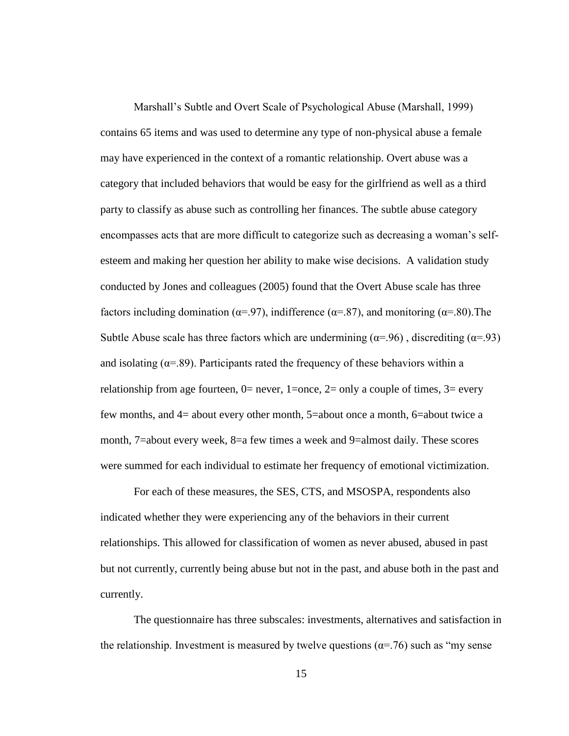Marshall's Subtle and Overt Scale of Psychological Abuse (Marshall, 1999) contains 65 items and was used to determine any type of non-physical abuse a female may have experienced in the context of a romantic relationship. Overt abuse was a category that included behaviors that would be easy for the girlfriend as well as a third party to classify as abuse such as controlling her finances. The subtle abuse category encompasses acts that are more difficult to categorize such as decreasing a woman's self-esteem and making her question her ability to make wise decisions. A validation study conducted by Jones and colleagues (2005) found that the Overt Abuse scale has three factors including domination ($\alpha$=.97), indifference ($\alpha$=.87), and monitoring ($\alpha$=.80).The Subtle Abuse scale has three factors which are undermining ($\alpha$=.96) , discrediting ($\alpha$=.93) and isolating ($\alpha$=.89). Participants rated the frequency of these behaviors within a relationship from age fourteen, 0= never, 1=once, 2= only a couple of times, 3= every few months, and 4= about every other month, 5=about once a month, 6=about twice a month, 7=about every week, 8=a few times a week and 9=almost daily. These scores were summed for each individual to estimate her frequency of emotional victimization.

For each of these measures, the SES, CTS, and MSOSPA, respondents also indicated whether they were experiencing any of the behaviors in their current relationships. This allowed for classification of women as never abused, abused in past but not currently, currently being abuse but not in the past, and abuse both in the past and currently.

The questionnaire has three subscales: investments, alternatives and satisfaction in the relationship. Investment is measured by twelve questions ($\alpha$=.76) such as "my sense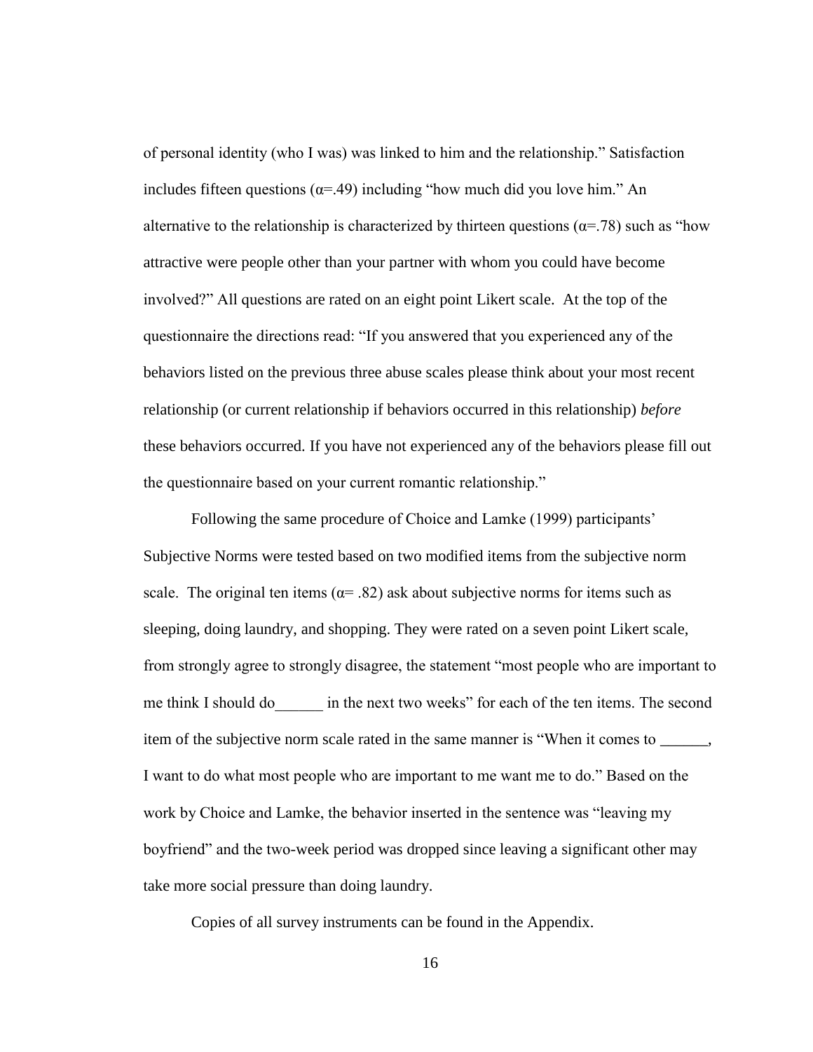of personal identity (who I was) was linked to him and the relationship." Satisfaction includes fifteen questions ($\alpha$=.49) including "how much did you love him." An alternative to the relationship is characterized by thirteen questions ($\alpha$=.78) such as "how attractive were people other than your partner with whom you could have become involved?" All questions are rated on an eight point Likert scale. At the top of the questionnaire the directions read: "If you answered that you experienced any of the behaviors listed on the previous three abuse scales please think about your most recent relationship (or current relationship if behaviors occurred in this relationship) *before* these behaviors occurred. If you have not experienced any of the behaviors please fill out the questionnaire based on your current romantic relationship."

Following the same procedure of Choice and Lamke (1999) participants' Subjective Norms were tested based on two modified items from the subjective norm scale. The original ten items ($\alpha$= .82) ask about subjective norms for items such as sleeping, doing laundry, and shopping. They were rated on a seven point Likert scale, from strongly agree to strongly disagree, the statement "most people who are important to me think I should do______ in the next two weeks" for each of the ten items. The second item of the subjective norm scale rated in the same manner is "When it comes to ______, I want to do what most people who are important to me want me to do." Based on the work by Choice and Lamke, the behavior inserted in the sentence was "leaving my boyfriend" and the two-week period was dropped since leaving a significant other may take more social pressure than doing laundry.

Copies of all survey instruments can be found in the Appendix.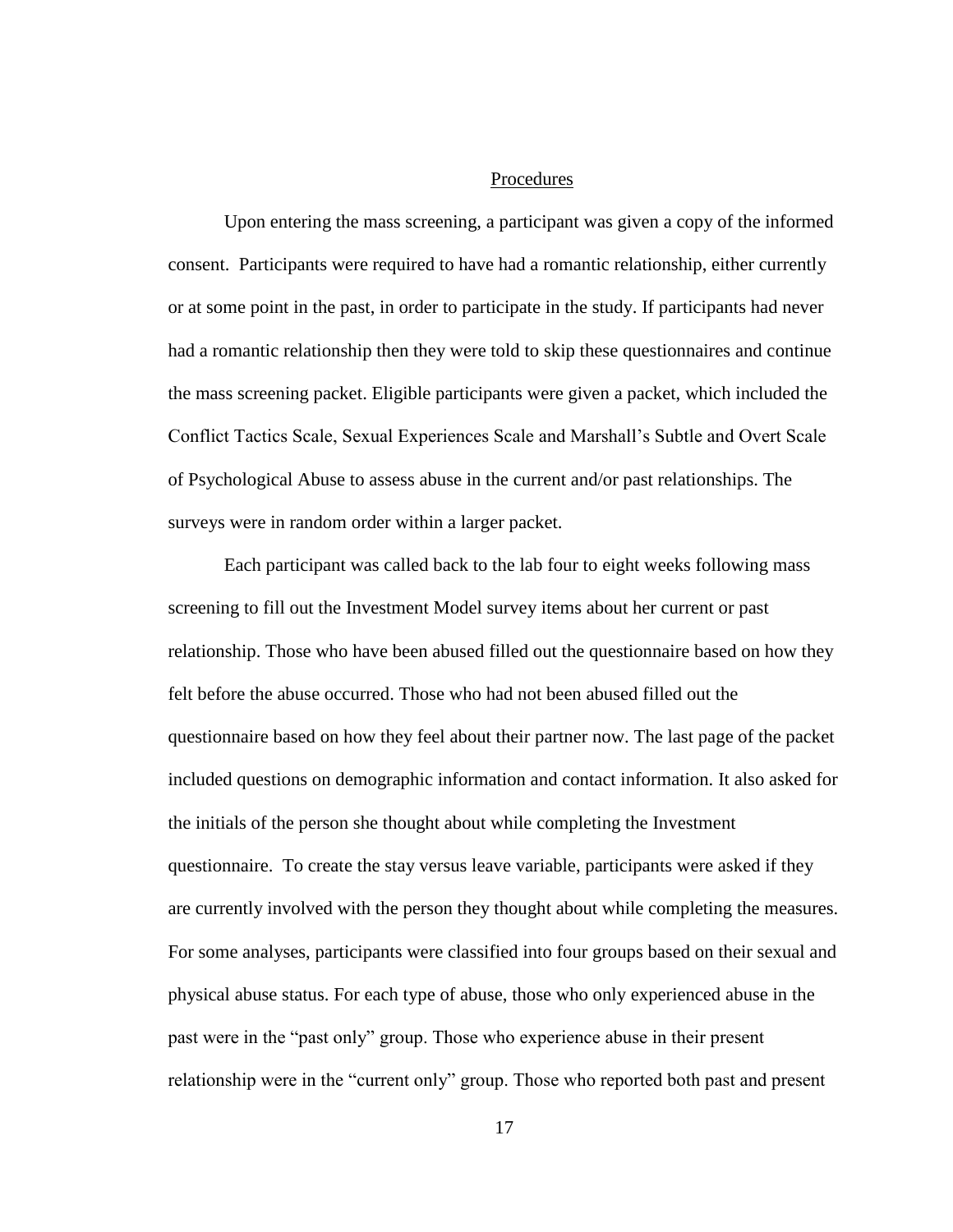## Procedures

Upon entering the mass screening, a participant was given a copy of the informed consent. Participants were required to have had a romantic relationship, either currently or at some point in the past, in order to participate in the study. If participants had never had a romantic relationship then they were told to skip these questionnaires and continue the mass screening packet. Eligible participants were given a packet, which included the Conflict Tactics Scale, Sexual Experiences Scale and Marshall's Subtle and Overt Scale of Psychological Abuse to assess abuse in the current and/or past relationships. The surveys were in random order within a larger packet.

Each participant was called back to the lab four to eight weeks following mass screening to fill out the Investment Model survey items about her current or past relationship. Those who have been abused filled out the questionnaire based on how they felt before the abuse occurred. Those who had not been abused filled out the questionnaire based on how they feel about their partner now. The last page of the packet included questions on demographic information and contact information. It also asked for the initials of the person she thought about while completing the Investment questionnaire. To create the stay versus leave variable, participants were asked if they are currently involved with the person they thought about while completing the measures. For some analyses, participants were classified into four groups based on their sexual and physical abuse status. For each type of abuse, those who only experienced abuse in the past were in the "past only" group. Those who experience abuse in their present relationship were in the "current only" group. Those who reported both past and present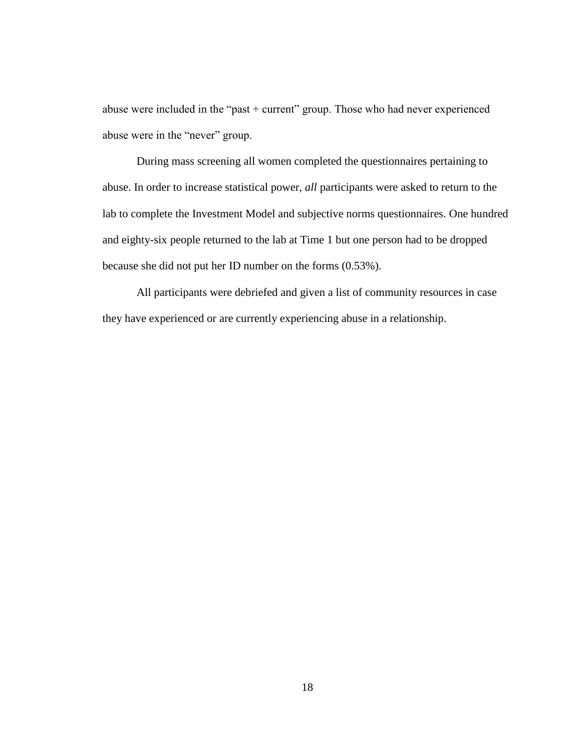abuse were included in the “past + current” group. Those who had never experienced abuse were in the “never” group.

During mass screening all women completed the questionnaires pertaining to abuse. In order to increase statistical power, *all* participants were asked to return to the lab to complete the Investment Model and subjective norms questionnaires. One hundred and eighty-six people returned to the lab at Time 1 but one person had to be dropped because she did not put her ID number on the forms (0.53%).

All participants were debriefed and given a list of community resources in case they have experienced or are currently experiencing abuse in a relationship.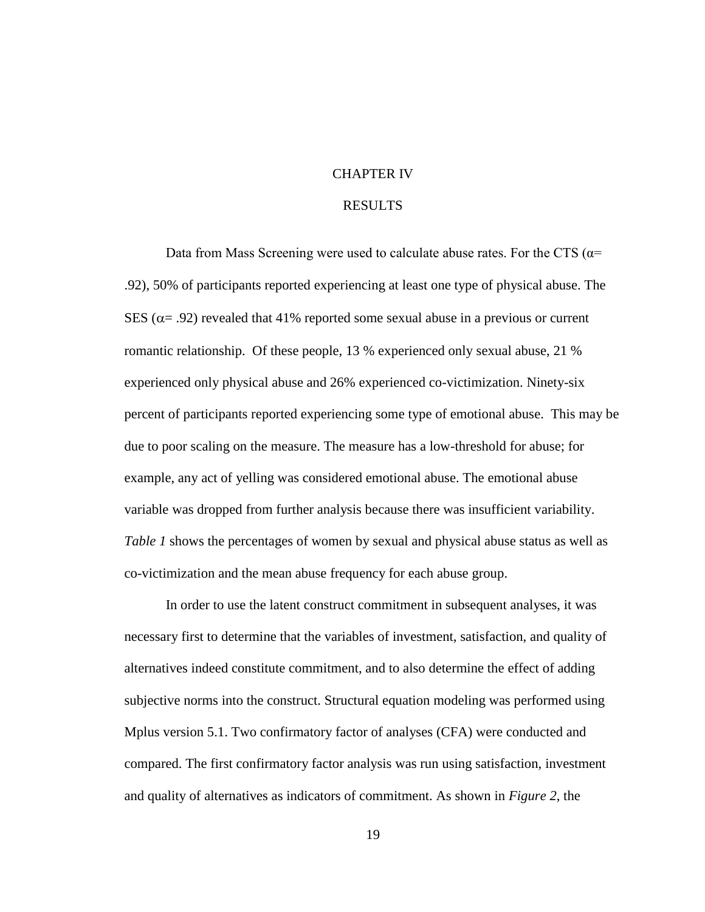# CHAPTER IV

# RESULTS

Data from Mass Screening were used to calculate abuse rates. For the CTS ($\alpha$= .92), 50% of participants reported experiencing at least one type of physical abuse. The SES ($\alpha$= .92) revealed that 41% reported some sexual abuse in a previous or current romantic relationship. Of these people, 13 % experienced only sexual abuse, 21 % experienced only physical abuse and 26% experienced co-victimization. Ninety-six percent of participants reported experiencing some type of emotional abuse. This may be due to poor scaling on the measure. The measure has a low-threshold for abuse; for example, any act of yelling was considered emotional abuse. The emotional abuse variable was dropped from further analysis because there was insufficient variability. *Table 1* shows the percentages of women by sexual and physical abuse status as well as co-victimization and the mean abuse frequency for each abuse group.

In order to use the latent construct commitment in subsequent analyses, it was necessary first to determine that the variables of investment, satisfaction, and quality of alternatives indeed constitute commitment, and to also determine the effect of adding subjective norms into the construct. Structural equation modeling was performed using Mplus version 5.1. Two confirmatory factor of analyses (CFA) were conducted and compared. The first confirmatory factor analysis was run using satisfaction, investment and quality of alternatives as indicators of commitment. As shown in *Figure 2*, the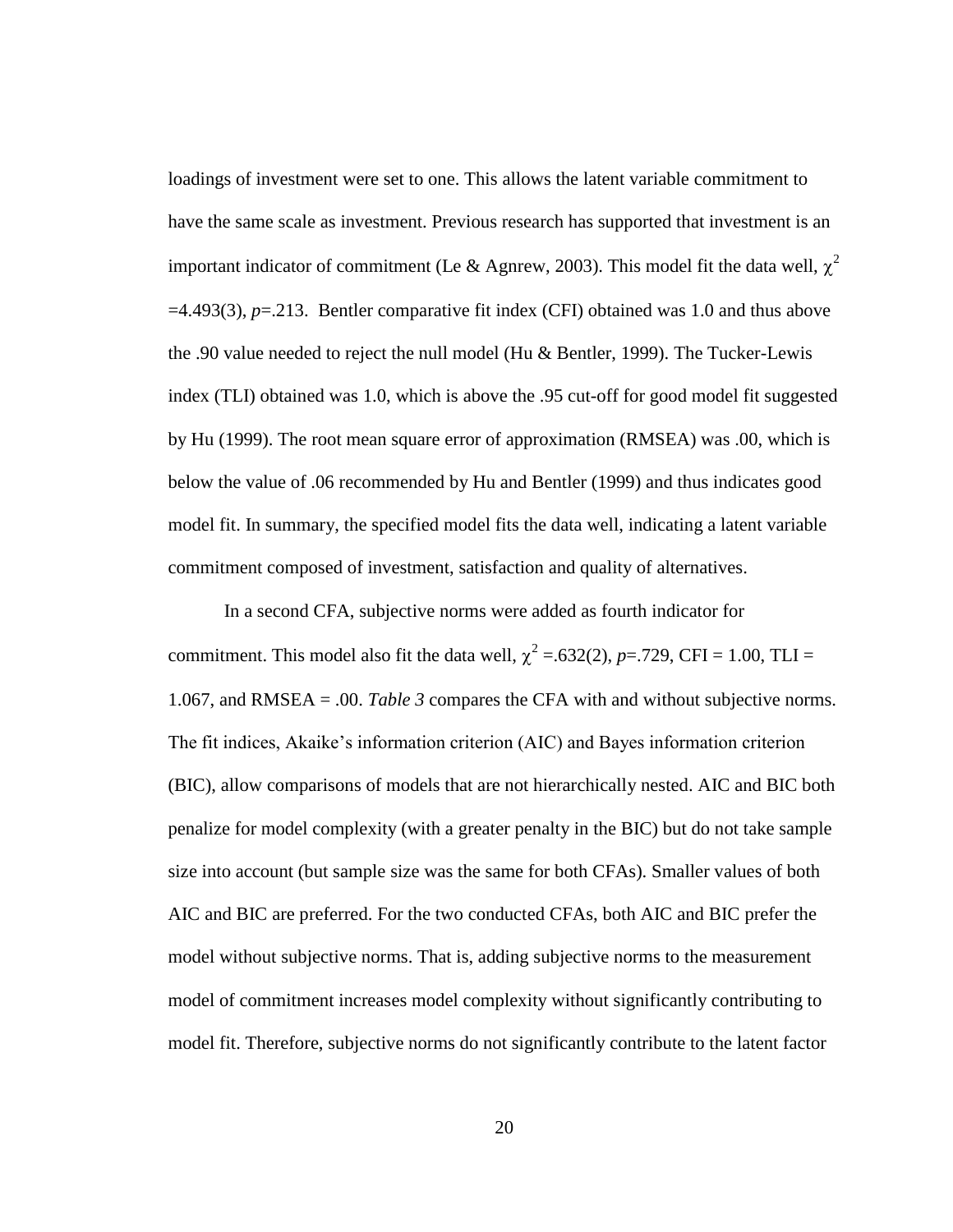loadings of investment were set to one. This allows the latent variable commitment to have the same scale as investment. Previous research has supported that investment is an important indicator of commitment (Le & Agnrew, 2003). This model fit the data well, $\chi^2$ =4.493(3), *p*=.213. Bentler comparative fit index (CFI) obtained was 1.0 and thus above the .90 value needed to reject the null model (Hu & Bentler, 1999). The Tucker-Lewis index (TLI) obtained was 1.0, which is above the .95 cut-off for good model fit suggested by Hu (1999). The root mean square error of approximation (RMSEA) was .00, which is below the value of .06 recommended by Hu and Bentler (1999) and thus indicates good model fit. In summary, the specified model fits the data well, indicating a latent variable commitment composed of investment, satisfaction and quality of alternatives.

In a second CFA, subjective norms were added as fourth indicator for commitment. This model also fit the data well, $\chi^2$ =.632(2), *p*=.729, CFI = 1.00, TLI = 1.067, and RMSEA = .00. *Table 3* compares the CFA with and without subjective norms. The fit indices, Akaike's information criterion (AIC) and Bayes information criterion (BIC), allow comparisons of models that are not hierarchically nested. AIC and BIC both penalize for model complexity (with a greater penalty in the BIC) but do not take sample size into account (but sample size was the same for both CFAs). Smaller values of both AIC and BIC are preferred. For the two conducted CFAs, both AIC and BIC prefer the model without subjective norms. That is, adding subjective norms to the measurement model of commitment increases model complexity without significantly contributing to model fit. Therefore, subjective norms do not significantly contribute to the latent factor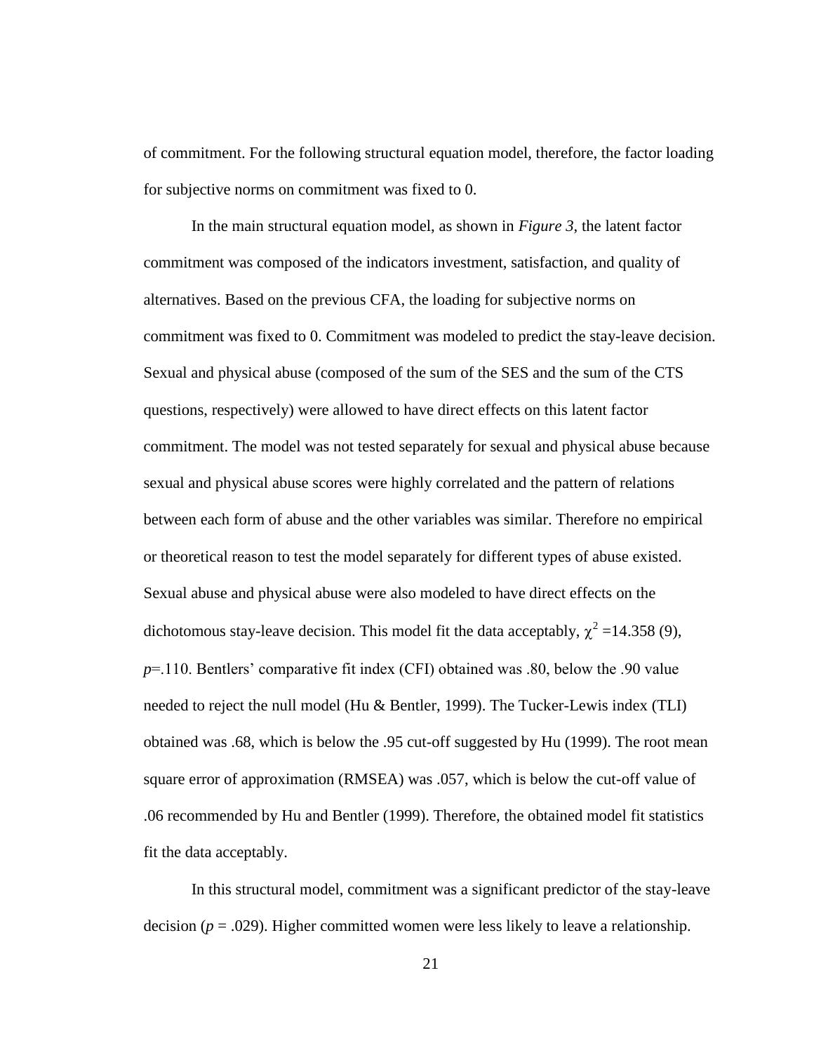of commitment. For the following structural equation model, therefore, the factor loading for subjective norms on commitment was fixed to 0.

In the main structural equation model, as shown in *Figure 3*, the latent factor commitment was composed of the indicators investment, satisfaction, and quality of alternatives. Based on the previous CFA, the loading for subjective norms on commitment was fixed to 0. Commitment was modeled to predict the stay-leave decision. Sexual and physical abuse (composed of the sum of the SES and the sum of the CTS questions, respectively) were allowed to have direct effects on this latent factor commitment. The model was not tested separately for sexual and physical abuse because sexual and physical abuse scores were highly correlated and the pattern of relations between each form of abuse and the other variables was similar. Therefore no empirical or theoretical reason to test the model separately for different types of abuse existed. Sexual abuse and physical abuse were also modeled to have direct effects on the dichotomous stay-leave decision. This model fit the data acceptably, $\chi^2$ =14.358 (9), *p*=.110. Bentlers' comparative fit index (CFI) obtained was .80, below the .90 value needed to reject the null model (Hu & Bentler, 1999). The Tucker-Lewis index (TLI) obtained was .68, which is below the .95 cut-off suggested by Hu (1999). The root mean square error of approximation (RMSEA) was .057, which is below the cut-off value of .06 recommended by Hu and Bentler (1999). Therefore, the obtained model fit statistics fit the data acceptably.

In this structural model, commitment was a significant predictor of the stay-leave decision ($p$ = .029). Higher committed women were less likely to leave a relationship.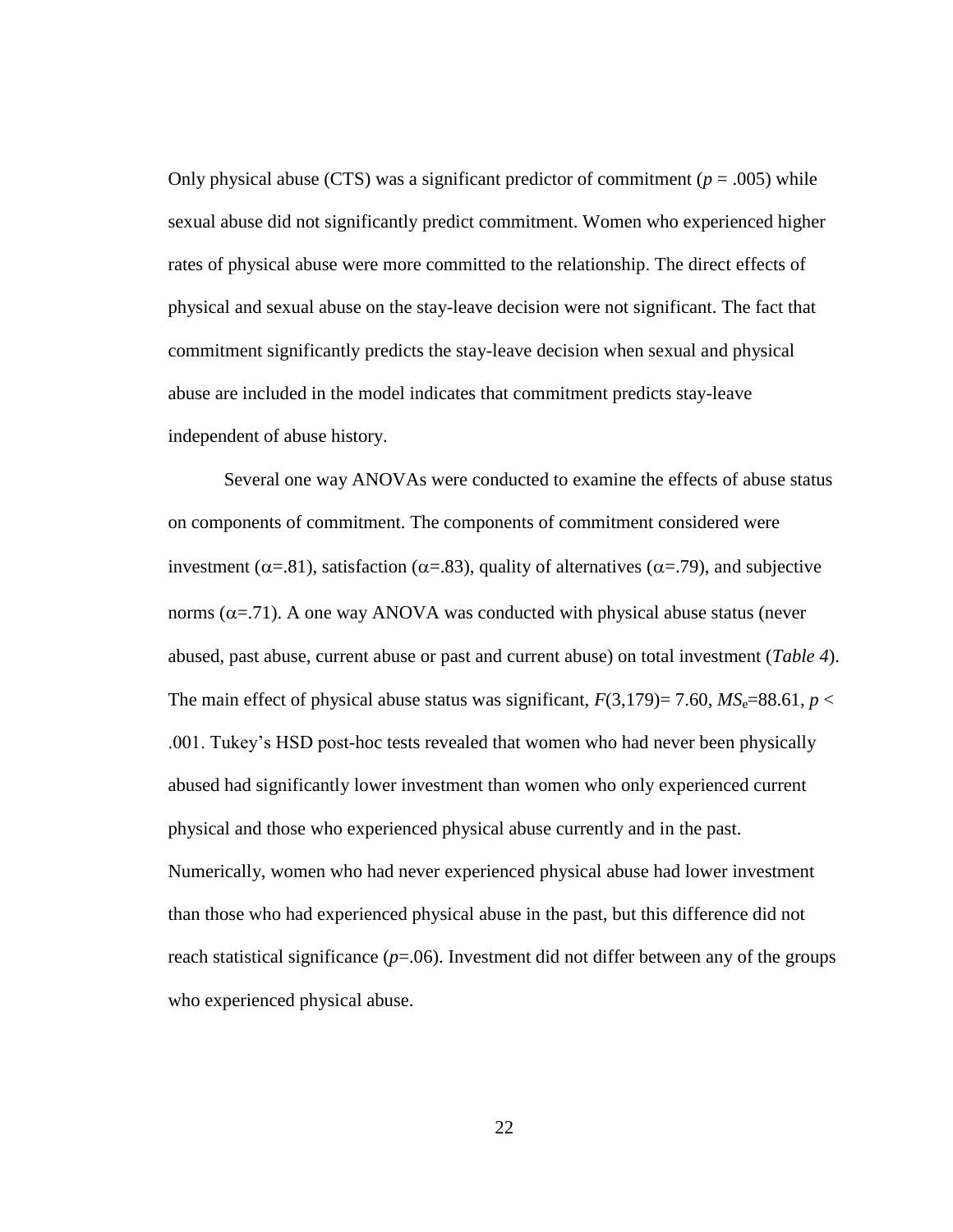Only physical abuse (CTS) was a significant predictor of commitment ($p$ = .005) while sexual abuse did not significantly predict commitment. Women who experienced higher rates of physical abuse were more committed to the relationship. The direct effects of physical and sexual abuse on the stay-leave decision were not significant. The fact that commitment significantly predicts the stay-leave decision when sexual and physical abuse are included in the model indicates that commitment predicts stay-leave independent of abuse history.

Several one way ANOVAs were conducted to examine the effects of abuse status on components of commitment. The components of commitment considered were investment ($\alpha$=.81), satisfaction ($\alpha$=.83), quality of alternatives ($\alpha$=.79), and subjective norms ($\alpha$=.71). A one way ANOVA was conducted with physical abuse status (never abused, past abuse, current abuse or past and current abuse) on total investment (*Table 4*). The main effect of physical abuse status was significant, $F(3,179)$= 7.60, $MS_e$=88.61, $p <$ .001. Tukey's HSD post-hoc tests revealed that women who had never been physically abused had significantly lower investment than women who only experienced current physical and those who experienced physical abuse currently and in the past. Numerically, women who had never experienced physical abuse had lower investment than those who had experienced physical abuse in the past, but this difference did not reach statistical significance ($p$=.06). Investment did not differ between any of the groups who experienced physical abuse.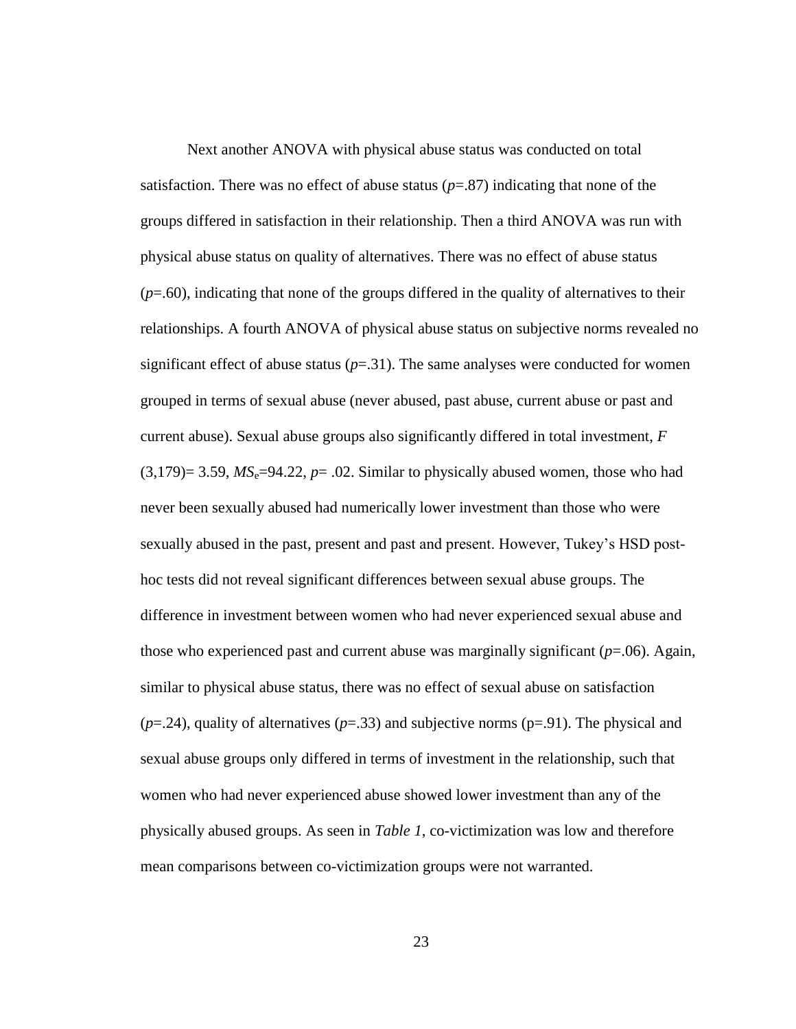Next another ANOVA with physical abuse status was conducted on total satisfaction. There was no effect of abuse status ($p$=.87) indicating that none of the groups differed in satisfaction in their relationship. Then a third ANOVA was run with physical abuse status on quality of alternatives. There was no effect of abuse status ($p$=.60), indicating that none of the groups differed in the quality of alternatives to their relationships. A fourth ANOVA of physical abuse status on subjective norms revealed no significant effect of abuse status ($p$=.31). The same analyses were conducted for women grouped in terms of sexual abuse (never abused, past abuse, current abuse or past and current abuse). Sexual abuse groups also significantly differed in total investment, $F$ (3,179)= 3.59, $MS_e$=94.22, $p$= .02. Similar to physically abused women, those who had never been sexually abused had numerically lower investment than those who were sexually abused in the past, present and past and present. However, Tukey's HSD post-hoc tests did not reveal significant differences between sexual abuse groups. The difference in investment between women who had never experienced sexual abuse and those who experienced past and current abuse was marginally significant ($p$=.06). Again, similar to physical abuse status, there was no effect of sexual abuse on satisfaction ($p$=.24), quality of alternatives ($p$=.33) and subjective norms (p=.91). The physical and sexual abuse groups only differed in terms of investment in the relationship, such that women who had never experienced abuse showed lower investment than any of the physically abused groups. As seen in *Table 1*, co-victimization was low and therefore mean comparisons between co-victimization groups were not warranted.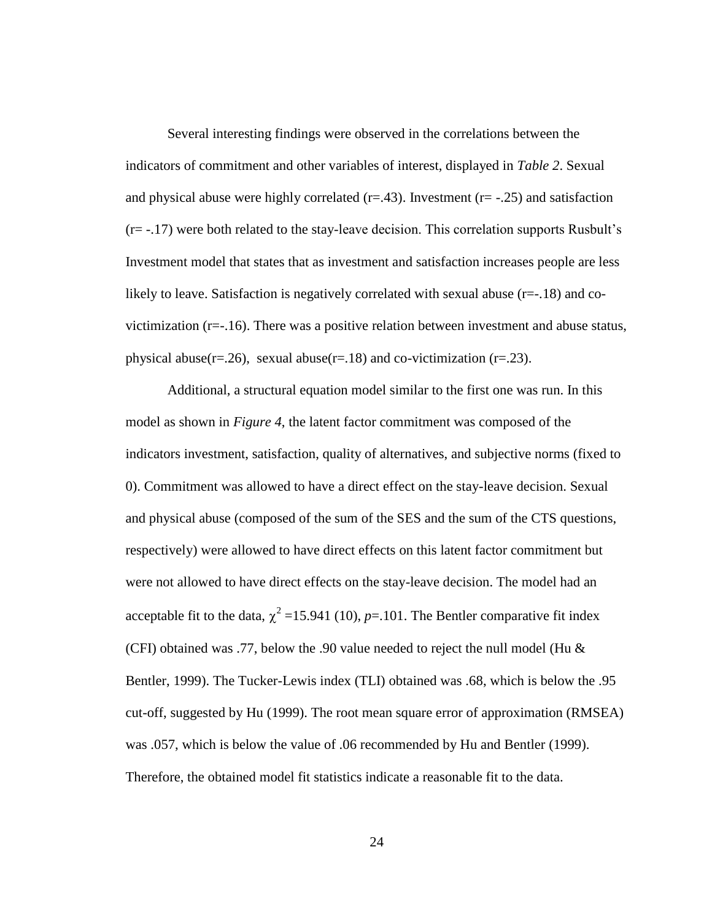Several interesting findings were observed in the correlations between the indicators of commitment and other variables of interest, displayed in *Table 2*. Sexual and physical abuse were highly correlated (r=.43). Investment (r= -.25) and satisfaction (r= -.17) were both related to the stay-leave decision. This correlation supports Rusbult's Investment model that states that as investment and satisfaction increases people are less likely to leave. Satisfaction is negatively correlated with sexual abuse (r=-.18) and co-victimization (r=-.16). There was a positive relation between investment and abuse status, physical abuse(r=.26), sexual abuse(r=.18) and co-victimization (r=.23).

Additional, a structural equation model similar to the first one was run. In this model as shown in *Figure 4*, the latent factor commitment was composed of the indicators investment, satisfaction, quality of alternatives, and subjective norms (fixed to 0). Commitment was allowed to have a direct effect on the stay-leave decision. Sexual and physical abuse (composed of the sum of the SES and the sum of the CTS questions, respectively) were allowed to have direct effects on this latent factor commitment but were not allowed to have direct effects on the stay-leave decision. The model had an acceptable fit to the data, $\chi^2$ =15.941 (10), $p$=.101. The Bentler comparative fit index (CFI) obtained was .77, below the .90 value needed to reject the null model (Hu & Bentler, 1999). The Tucker-Lewis index (TLI) obtained was .68, which is below the .95 cut-off, suggested by Hu (1999). The root mean square error of approximation (RMSEA) was .057, which is below the value of .06 recommended by Hu and Bentler (1999). Therefore, the obtained model fit statistics indicate a reasonable fit to the data.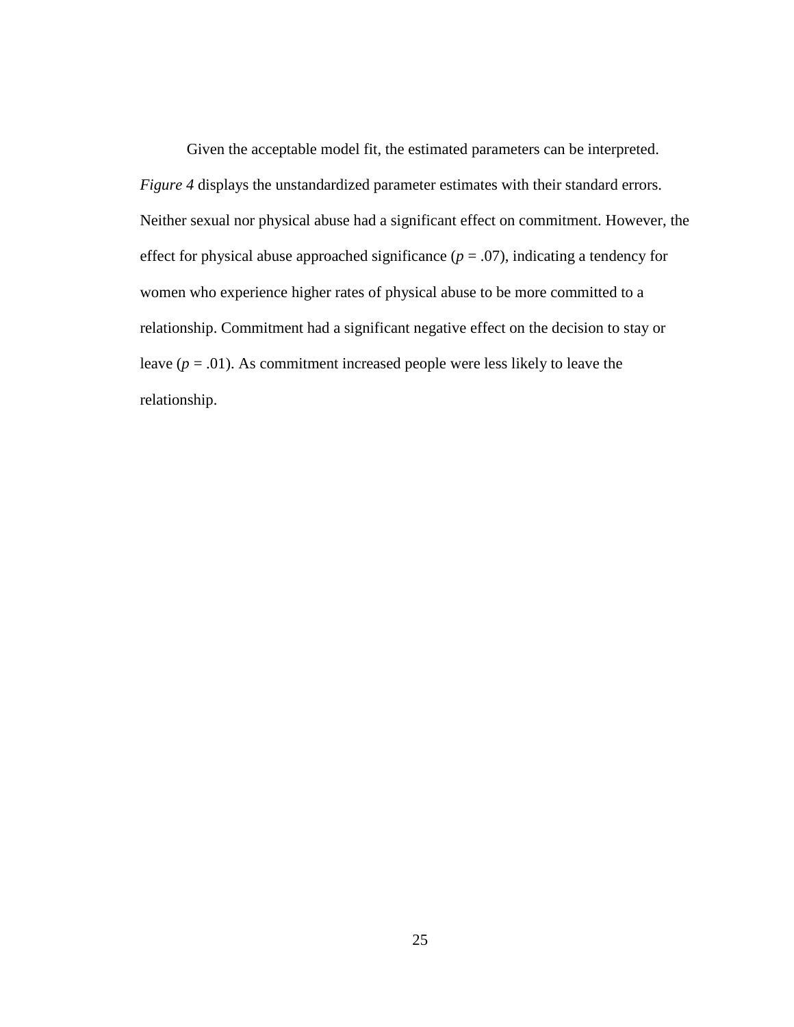Given the acceptable model fit, the estimated parameters can be interpreted. *Figure 4* displays the unstandardized parameter estimates with their standard errors. Neither sexual nor physical abuse had a significant effect on commitment. However, the effect for physical abuse approached significance ($p = .07$), indicating a tendency for women who experience higher rates of physical abuse to be more committed to a relationship. Commitment had a significant negative effect on the decision to stay or leave ($p = .01$). As commitment increased people were less likely to leave the relationship.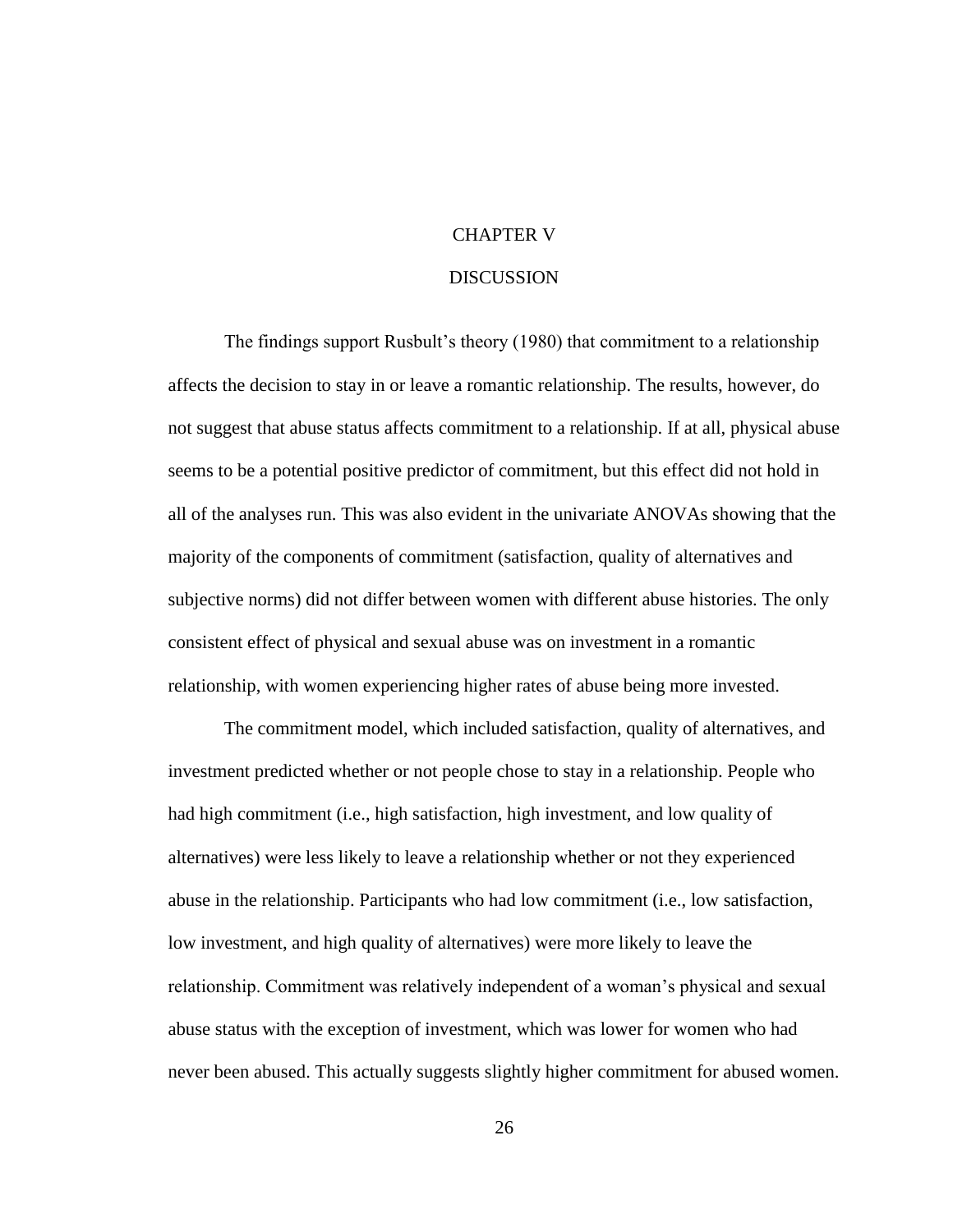# CHAPTER V

# DISCUSSION

The findings support Rusbult's theory (1980) that commitment to a relationship affects the decision to stay in or leave a romantic relationship. The results, however, do not suggest that abuse status affects commitment to a relationship. If at all, physical abuse seems to be a potential positive predictor of commitment, but this effect did not hold in all of the analyses run. This was also evident in the univariate ANOVAs showing that the majority of the components of commitment (satisfaction, quality of alternatives and subjective norms) did not differ between women with different abuse histories. The only consistent effect of physical and sexual abuse was on investment in a romantic relationship, with women experiencing higher rates of abuse being more invested.

The commitment model, which included satisfaction, quality of alternatives, and investment predicted whether or not people chose to stay in a relationship. People who had high commitment (i.e., high satisfaction, high investment, and low quality of alternatives) were less likely to leave a relationship whether or not they experienced abuse in the relationship. Participants who had low commitment (i.e., low satisfaction, low investment, and high quality of alternatives) were more likely to leave the relationship. Commitment was relatively independent of a woman's physical and sexual abuse status with the exception of investment, which was lower for women who had never been abused. This actually suggests slightly higher commitment for abused women.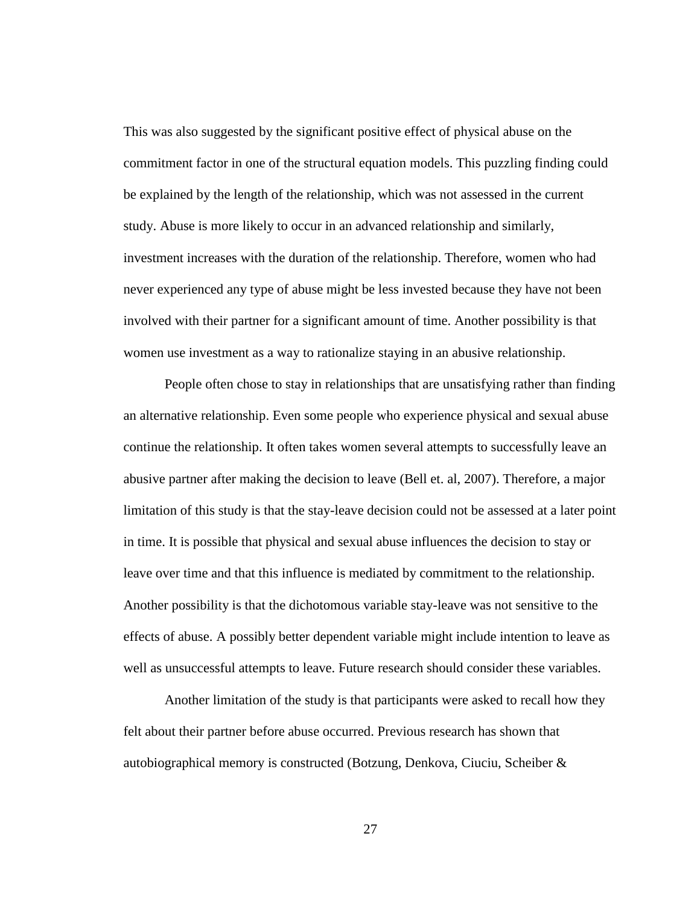This was also suggested by the significant positive effect of physical abuse on the commitment factor in one of the structural equation models. This puzzling finding could be explained by the length of the relationship, which was not assessed in the current study. Abuse is more likely to occur in an advanced relationship and similarly, investment increases with the duration of the relationship. Therefore, women who had never experienced any type of abuse might be less invested because they have not been involved with their partner for a significant amount of time. Another possibility is that women use investment as a way to rationalize staying in an abusive relationship.

People often chose to stay in relationships that are unsatisfying rather than finding an alternative relationship. Even some people who experience physical and sexual abuse continue the relationship. It often takes women several attempts to successfully leave an abusive partner after making the decision to leave (Bell et. al, 2007). Therefore, a major limitation of this study is that the stay-leave decision could not be assessed at a later point in time. It is possible that physical and sexual abuse influences the decision to stay or leave over time and that this influence is mediated by commitment to the relationship. Another possibility is that the dichotomous variable stay-leave was not sensitive to the effects of abuse. A possibly better dependent variable might include intention to leave as well as unsuccessful attempts to leave. Future research should consider these variables.

Another limitation of the study is that participants were asked to recall how they felt about their partner before abuse occurred. Previous research has shown that autobiographical memory is constructed (Botzung, Denkova, Ciuciu, Scheiber &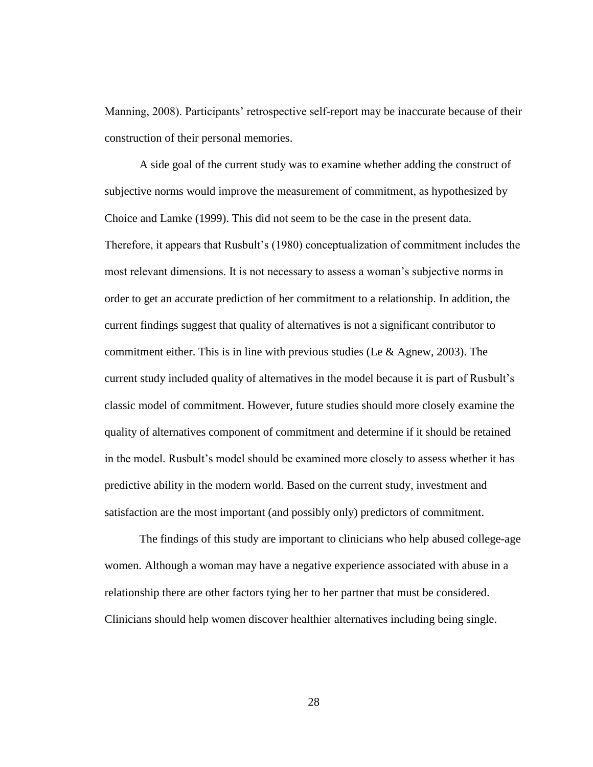Manning, 2008). Participants' retrospective self-report may be inaccurate because of their construction of their personal memories.

A side goal of the current study was to examine whether adding the construct of subjective norms would improve the measurement of commitment, as hypothesized by Choice and Lamke (1999). This did not seem to be the case in the present data. Therefore, it appears that Rusbult's (1980) conceptualization of commitment includes the most relevant dimensions. It is not necessary to assess a woman's subjective norms in order to get an accurate prediction of her commitment to a relationship. In addition, the current findings suggest that quality of alternatives is not a significant contributor to commitment either. This is in line with previous studies (Le & Agnew, 2003). The current study included quality of alternatives in the model because it is part of Rusbult's classic model of commitment. However, future studies should more closely examine the quality of alternatives component of commitment and determine if it should be retained in the model. Rusbult's model should be examined more closely to assess whether it has predictive ability in the modern world. Based on the current study, investment and satisfaction are the most important (and possibly only) predictors of commitment.

The findings of this study are important to clinicians who help abused college-age women. Although a woman may have a negative experience associated with abuse in a relationship there are other factors tying her to her partner that must be considered. Clinicians should help women discover healthier alternatives including being single.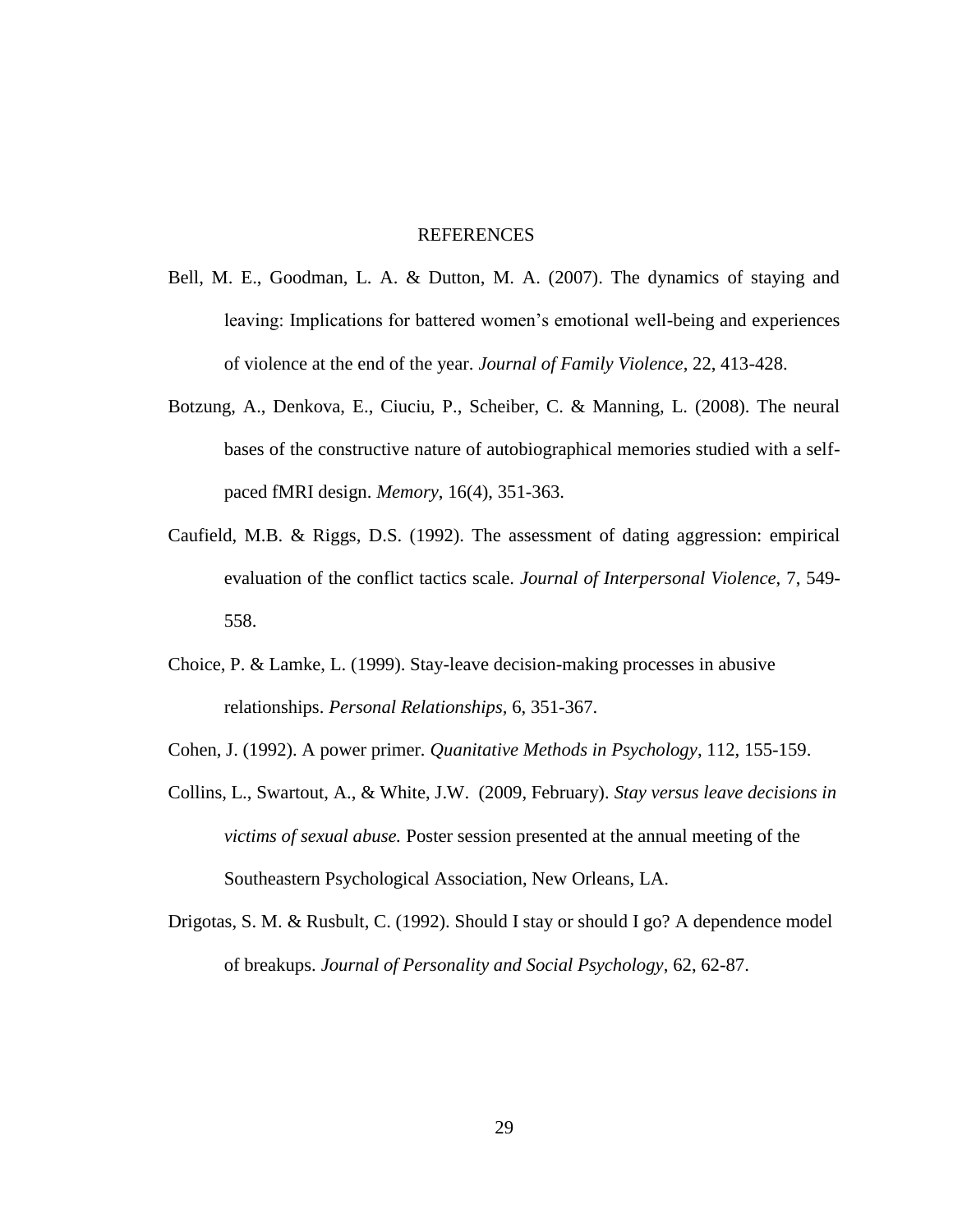# REFERENCES

Bell, M. E., Goodman, L. A. & Dutton, M. A. (2007). The dynamics of staying and leaving: Implications for battered women's emotional well-being and experiences of violence at the end of the year. *Journal of Family Violence*, 22, 413-428.

Botzung, A., Denkova, E., Ciuciu, P., Scheiber, C. & Manning, L. (2008). The neural bases of the constructive nature of autobiographical memories studied with a self-paced fMRI design. *Memory*, 16(4), 351-363.

Caufield, M.B. & Riggs, D.S. (1992). The assessment of dating aggression: empirical evaluation of the conflict tactics scale. *Journal of Interpersonal Violence*, 7, 549-558.

Choice, P. & Lamke, L. (1999). Stay-leave decision-making processes in abusive relationships. *Personal Relationships*, 6, 351-367.

Cohen, J. (1992). A power primer. *Quanitative Methods in Psychology*, 112, 155-159.

Collins, L., Swartout, A., & White, J.W. (2009, February). *Stay versus leave decisions in victims of sexual abuse.* Poster session presented at the annual meeting of the Southeastern Psychological Association, New Orleans, LA.

Drigotas, S. M. & Rusbult, C. (1992). Should I stay or should I go? A dependence model of breakups. *Journal of Personality and Social Psychology*, 62, 62-87.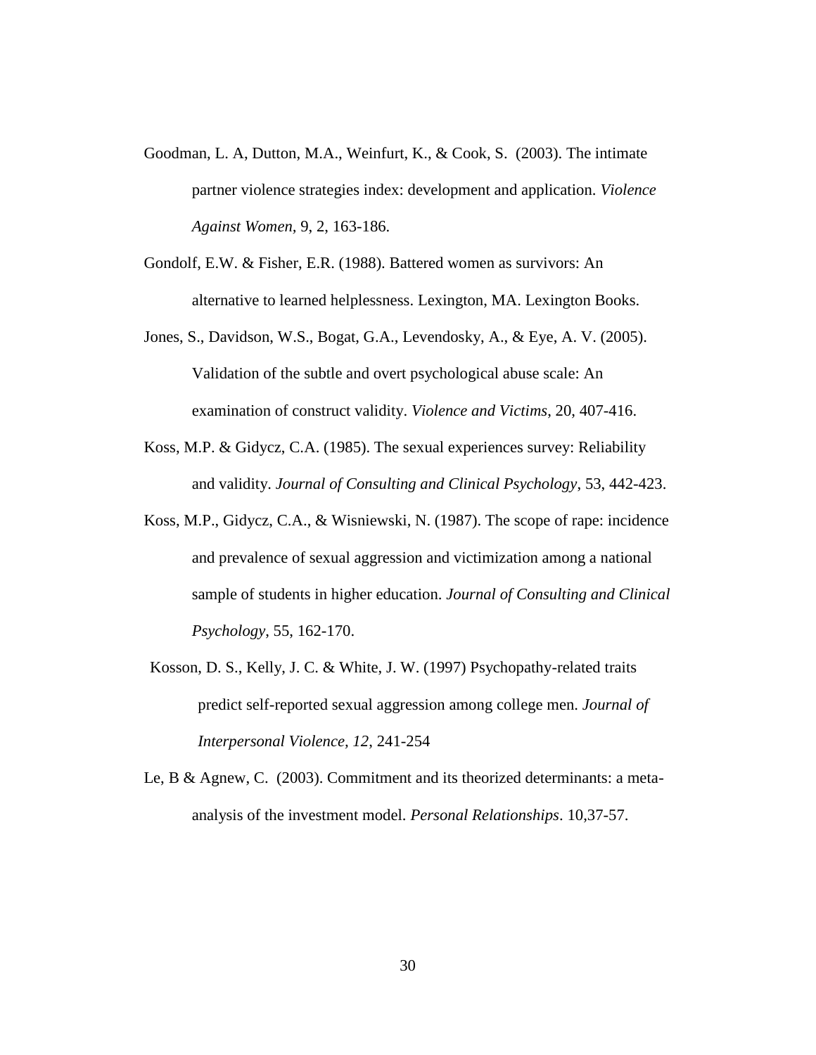Goodman, L. A, Dutton, M.A., Weinfurt, K., & Cook, S. (2003). The intimate partner violence strategies index: development and application. *Violence Against Women*, 9, 2, 163-186.

Gondolf, E.W. & Fisher, E.R. (1988). Battered women as survivors: An alternative to learned helplessness. Lexington, MA. Lexington Books.

Jones, S., Davidson, W.S., Bogat, G.A., Levendosky, A., & Eye, A. V. (2005). Validation of the subtle and overt psychological abuse scale: An examination of construct validity. *Violence and Victims*, 20, 407-416.

Koss, M.P. & Gidycz, C.A. (1985). The sexual experiences survey: Reliability and validity. *Journal of Consulting and Clinical Psychology*, 53, 442-423.

Koss, M.P., Gidycz, C.A., & Wisniewski, N. (1987). The scope of rape: incidence and prevalence of sexual aggression and victimization among a national sample of students in higher education. *Journal of Consulting and Clinical Psychology*, 55, 162-170.

Kosson, D. S., Kelly, J. C. & White, J. W. (1997) Psychopathy-related traits predict self-reported sexual aggression among college men. *Journal of Interpersonal Violence, 12*, 241-254

Le, B & Agnew, C. (2003). Commitment and its theorized determinants: a meta-analysis of the investment model. *Personal Relationships*. 10,37-57.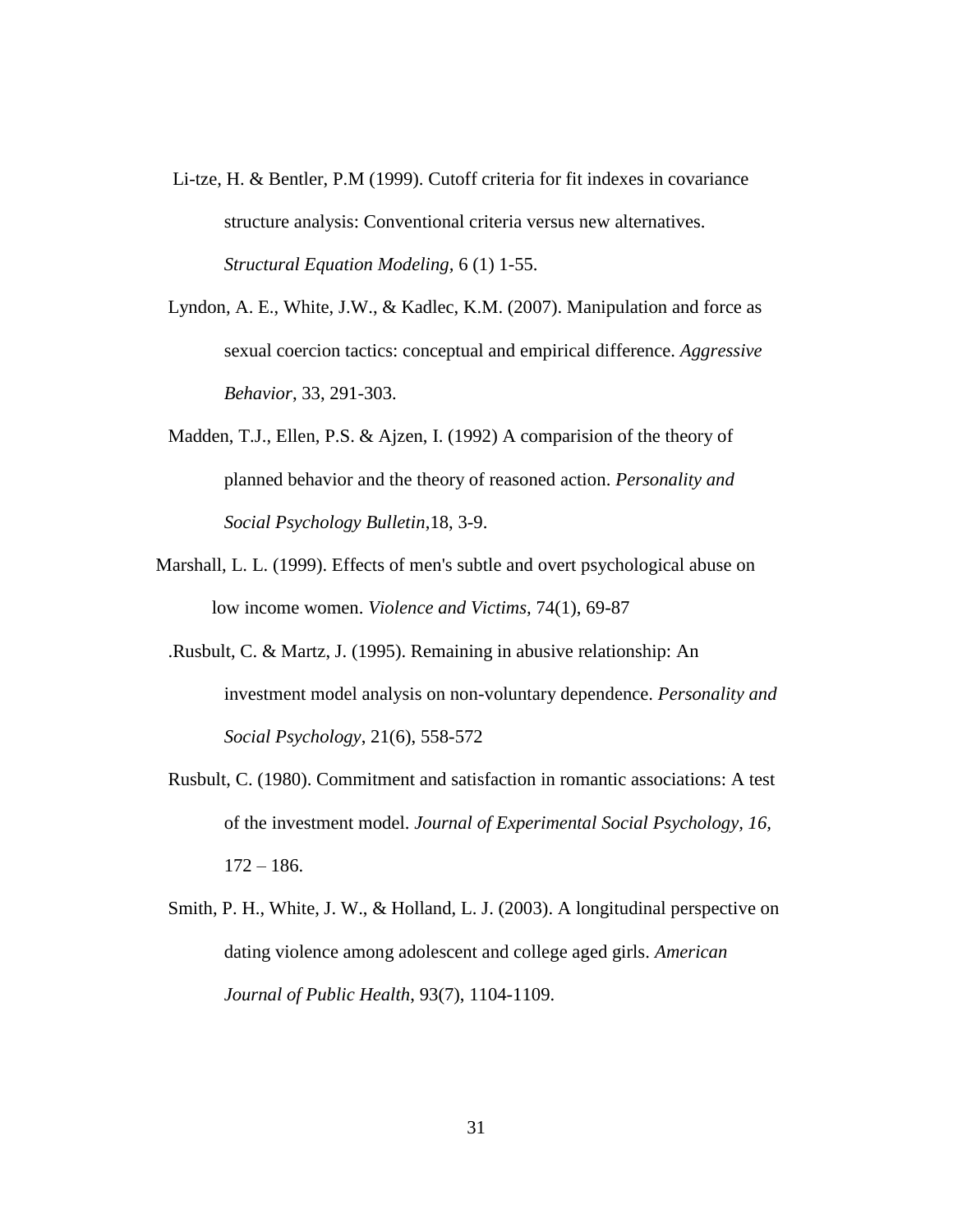Li-tze, H. & Bentler, P.M (1999). Cutoff criteria for fit indexes in covariance structure analysis: Conventional criteria versus new alternatives. *Structural Equation Modeling,* 6 (1) 1-55.

Lyndon, A. E., White, J.W., & Kadlec, K.M. (2007). Manipulation and force as sexual coercion tactics: conceptual and empirical difference. *Aggressive Behavior*, 33, 291-303.

Madden, T.J., Ellen, P.S. & Ajzen, I. (1992) A comparision of the theory of planned behavior and the theory of reasoned action. *Personality and Social Psychology Bulletin*,18, 3-9.

Marshall, L. L. (1999). Effects of men's subtle and overt psychological abuse on low income women. *Violence and Victims,* 74(1), 69-87

.Rusbult, C. & Martz, J. (1995). Remaining in abusive relationship: An investment model analysis on non-voluntary dependence. *Personality and Social Psychology*, 21(6), 558-572

Rusbult, C. (1980). Commitment and satisfaction in romantic associations: A test of the investment model. *Journal of Experimental Social Psychology, 16*, 172 – 186.

Smith, P. H., White, J. W., & Holland, L. J. (2003). A longitudinal perspective on dating violence among adolescent and college aged girls. *American Journal of Public Health*, 93(7), 1104-1109.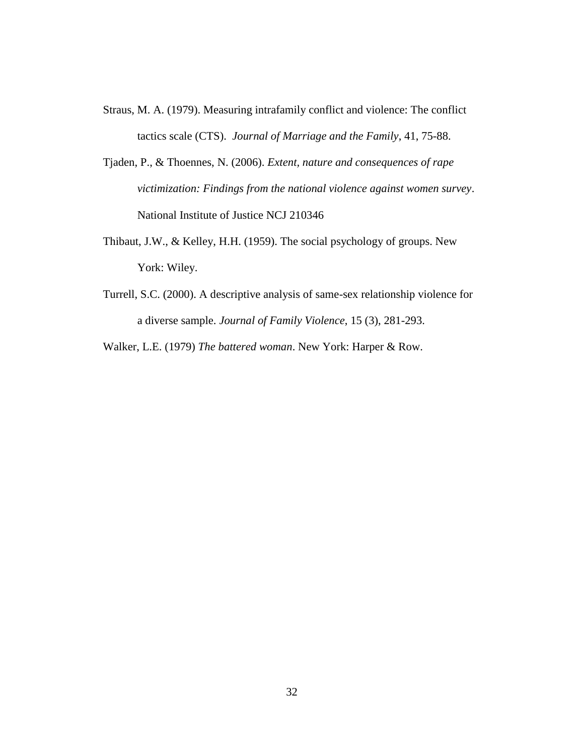Straus, M. A. (1979). Measuring intrafamily conflict and violence: The conflict tactics scale (CTS). *Journal of Marriage and the Family*, 41, 75-88.

Tjaden, P., & Thoennes, N. (2006). *Extent, nature and consequences of rape victimization: Findings from the national violence against women survey*. National Institute of Justice NCJ 210346

Thibaut, J.W., & Kelley, H.H. (1959). The social psychology of groups. New York: Wiley.

Turrell, S.C. (2000). A descriptive analysis of same-sex relationship violence for a diverse sample. *Journal of Family Violence*, 15 (3), 281-293.

Walker, L.E. (1979) *The battered woman*. New York: Harper & Row.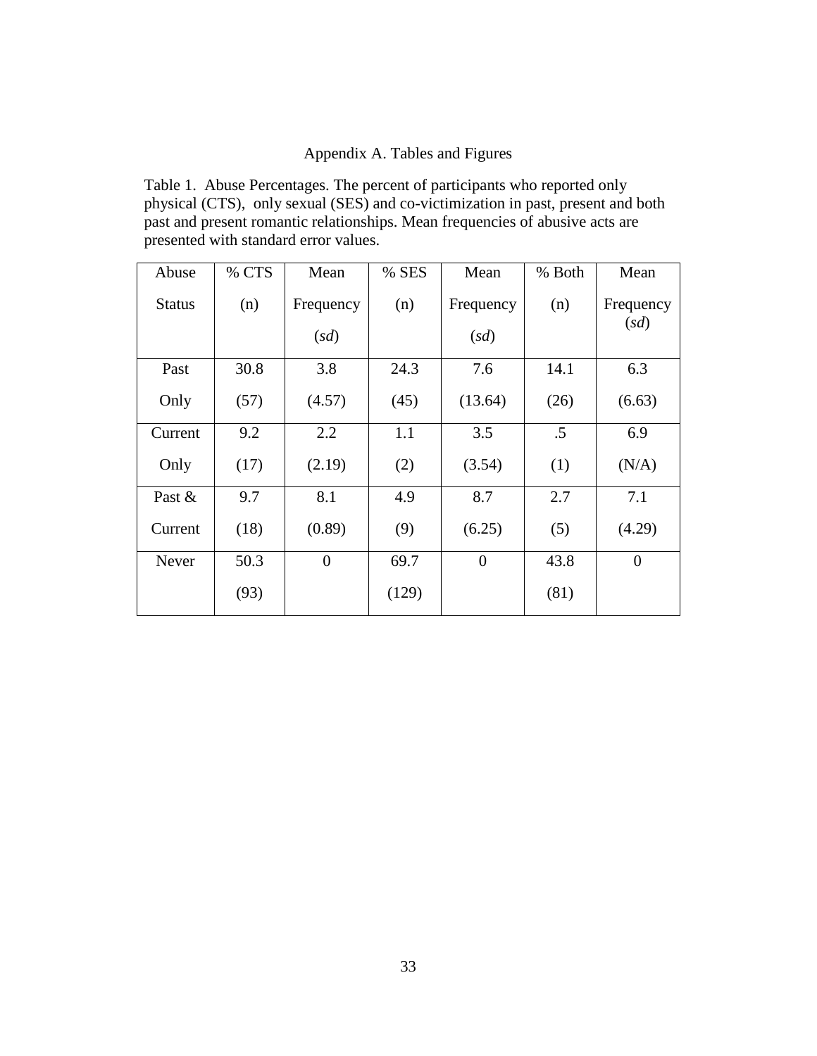Appendix A. Tables and Figures

Table 1. Abuse Percentages. The percent of participants who reported only physical (CTS), only sexual (SES) and co-victimization in past, present and both past and present romantic relationships. Mean frequencies of abusive acts are presented with standard error values.

| Abuse Status | % CTS (n) | Mean Frequency (*sd*) | % SES (n) | Mean Frequency (*sd*) | % Both (n) | Mean Frequency (*sd*) |
|---|---|---|---|---|---|---|
| Past Only | 30.8 (57) | 3.8 (4.57) | 24.3 (45) | 7.6 (13.64) | 14.1 (26) | 6.3 (6.63) |
| Current Only | 9.2 (17) | 2.2 (2.19) | 1.1 (2) | 3.5 (3.54) | .5 (1) | 6.9 (N/A) |
| Past & Current | 9.7 (18) | 8.1 (0.89) | 4.9 (9) | 8.7 (6.25) | 2.7 (5) | 7.1 (4.29) |
| Never | 50.3 (93) | 0 | 69.7 (129) | 0 | 43.8 (81) | 0 |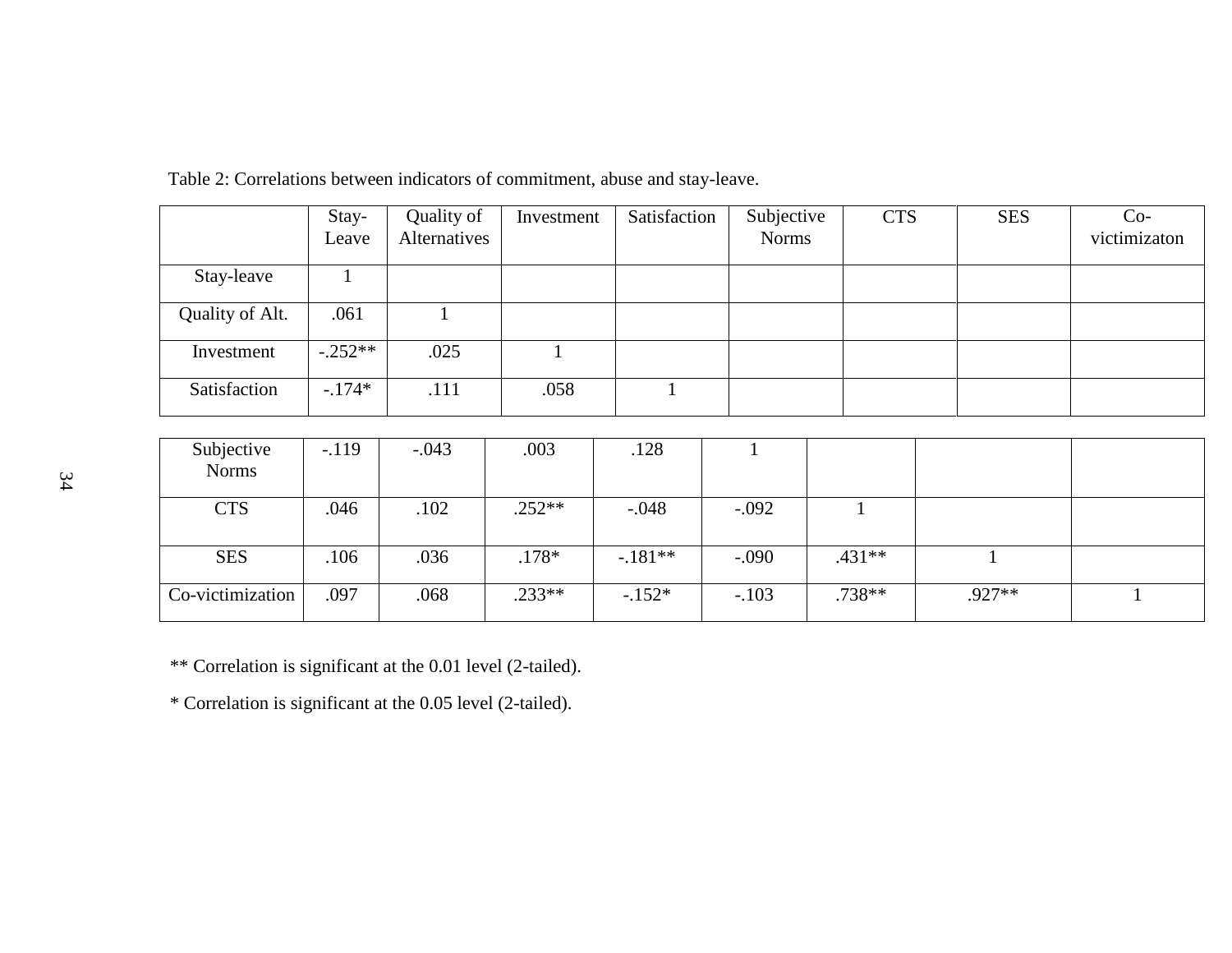Table 2: Correlations between indicators of commitment, abuse and stay-leave.

| | Stay-Leave | Quality of Alternatives | Investment | Satisfaction | Subjective Norms | CTS | SES | Co-victimizaton |
|---|---|---|---|---|---|---|---|---|
| Stay-leave | 1 | | | | | | | |
| Quality of Alt. | .061 | 1 | | | | | | |
| Investment | -.252** | .025 | 1 | | | | | |
| Satisfaction | -.174* | .111 | .058 | 1 | | | | |
| Subjective Norms | -.119 | -.043 | .003 | .128 | 1 | | | |
| CTS | .046 | .102 | .252** | -.048 | -.092 | 1 | | |
| SES | .106 | .036 | .178* | -.181** | -.090 | .431** | 1 | |
| Co-victimization | .097 | .068 | .233** | -.152* | -.103 | .738** | .927** | 1 |

** Correlation is significant at the 0.01 level (2-tailed).

* Correlation is significant at the 0.05 level (2-tailed).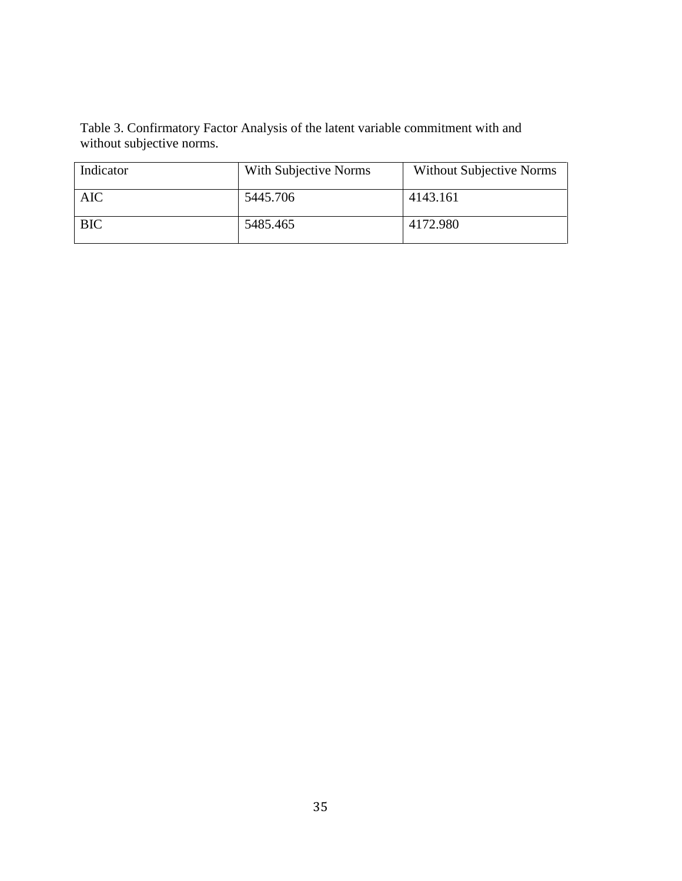Table 3. Confirmatory Factor Analysis of the latent variable commitment with and without subjective norms.

| Indicator | With Subjective Norms | Without Subjective Norms |
|---|---|---|
| AIC | 5445.706 | 4143.161 |
| BIC | 5485.465 | 4172.980 |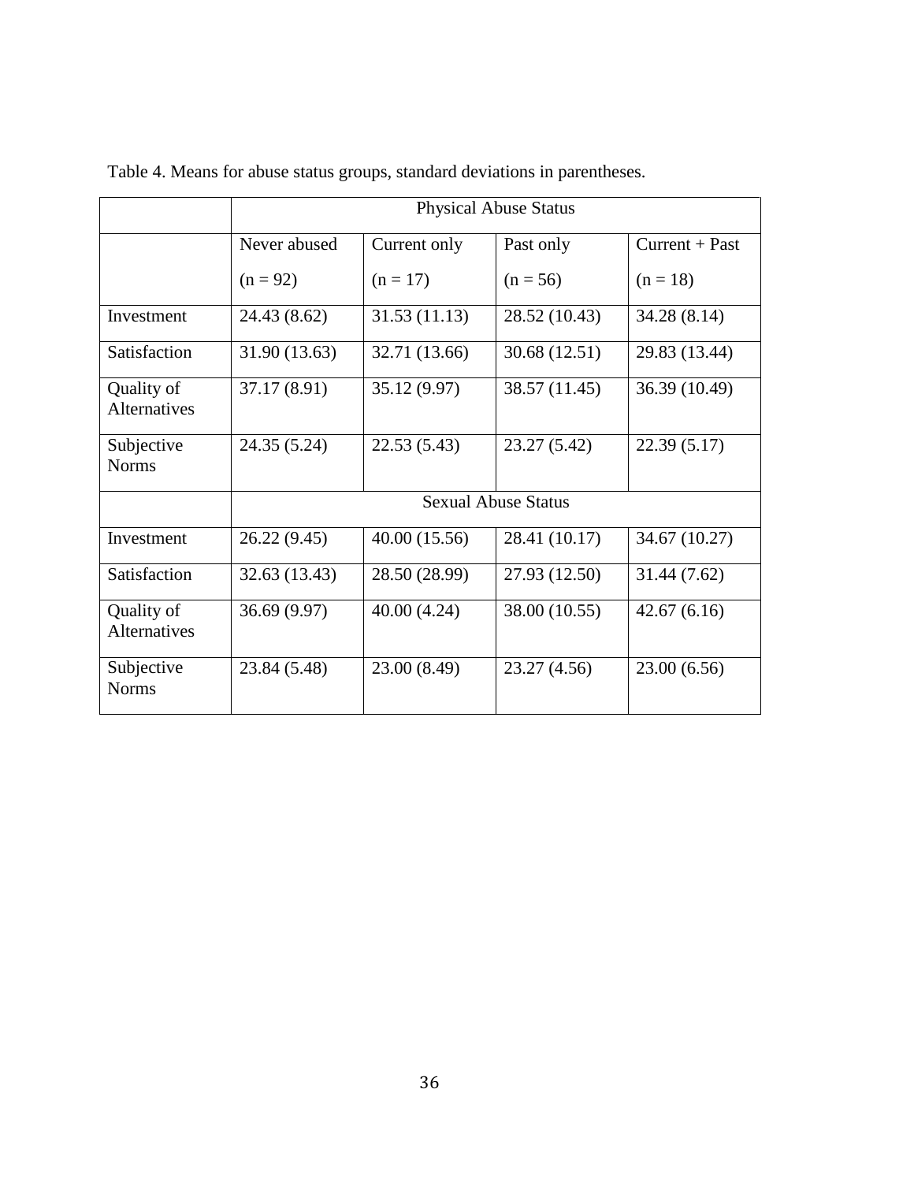Table 4. Means for abuse status groups, standard deviations in parentheses.

| | Physical Abuse Status | | | |
|---|---|---|---|---|
| | Never abused (n = 92) | Current only (n = 17) | Past only (n = 56) | Current + Past (n = 18) |
| Investment | 24.43 (8.62) | 31.53 (11.13) | 28.52 (10.43) | 34.28 (8.14) |
| Satisfaction | 31.90 (13.63) | 32.71 (13.66) | 30.68 (12.51) | 29.83 (13.44) |
| Quality of Alternatives | 37.17 (8.91) | 35.12 (9.97) | 38.57 (11.45) | 36.39 (10.49) |
| Subjective Norms | 24.35 (5.24) | 22.53 (5.43) | 23.27 (5.42) | 22.39 (5.17) |
| | Sexual Abuse Status | | | |
| Investment | 26.22 (9.45) | 40.00 (15.56) | 28.41 (10.17) | 34.67 (10.27) |
| Satisfaction | 32.63 (13.43) | 28.50 (28.99) | 27.93 (12.50) | 31.44 (7.62) |
| Quality of Alternatives | 36.69 (9.97) | 40.00 (4.24) | 38.00 (10.55) | 42.67 (6.16) |
| Subjective Norms | 23.84 (5.48) | 23.00 (8.49) | 23.27 (4.56) | 23.00 (6.56) |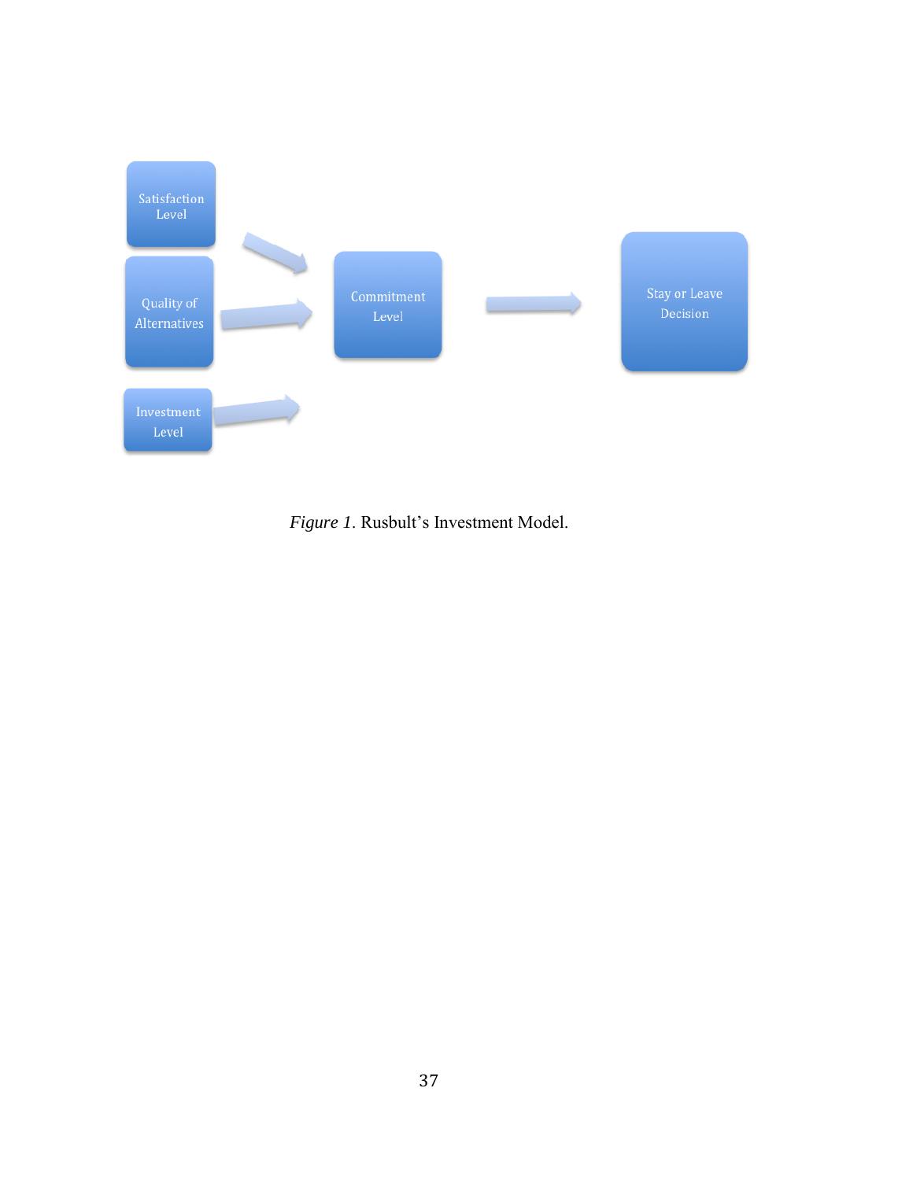Satisfaction Level

Quality of Alternatives

Investment Level

Commitment Level

Stay or Leave Decision

*Figure 1*. Rusbult's Investment Model.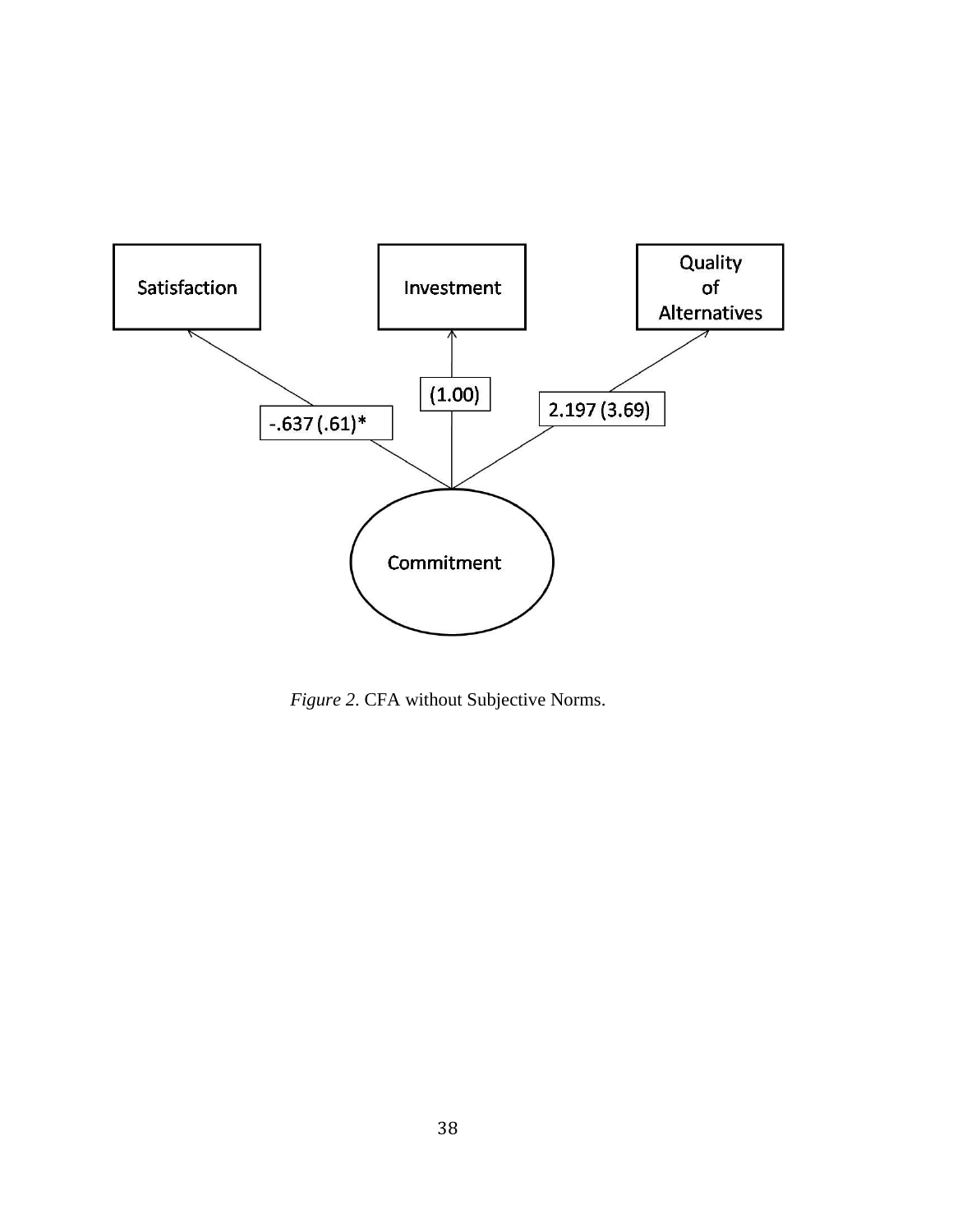Satisfaction

Investment

Quality of Alternatives

-.637 (.61)*

(1.00)

2.197 (3.69)

Commitment

*Figure 2*. CFA without Subjective Norms.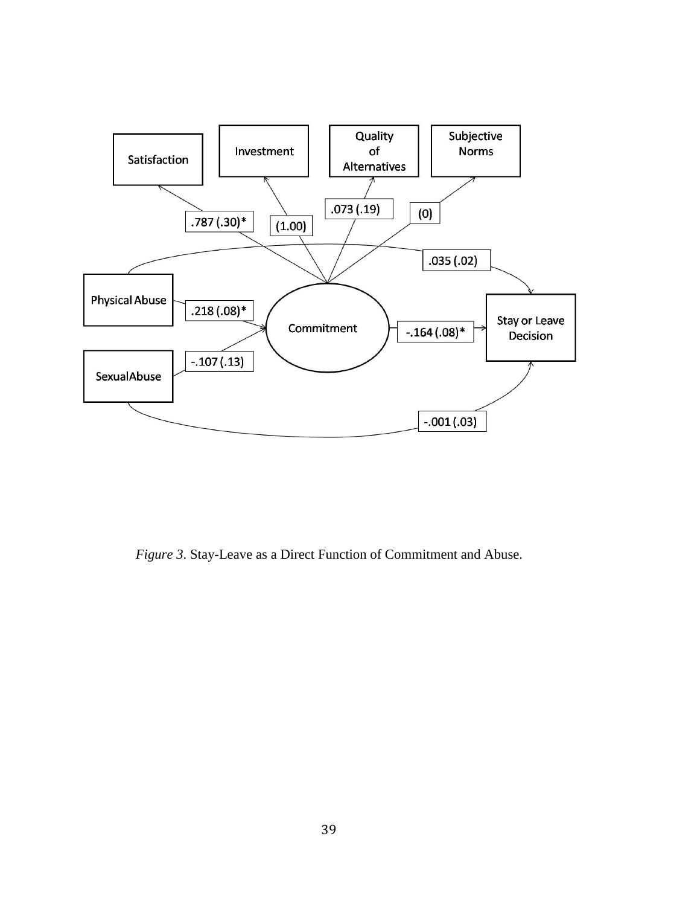*Figure 3.* Stay-Leave as a Direct Function of Commitment and Abuse.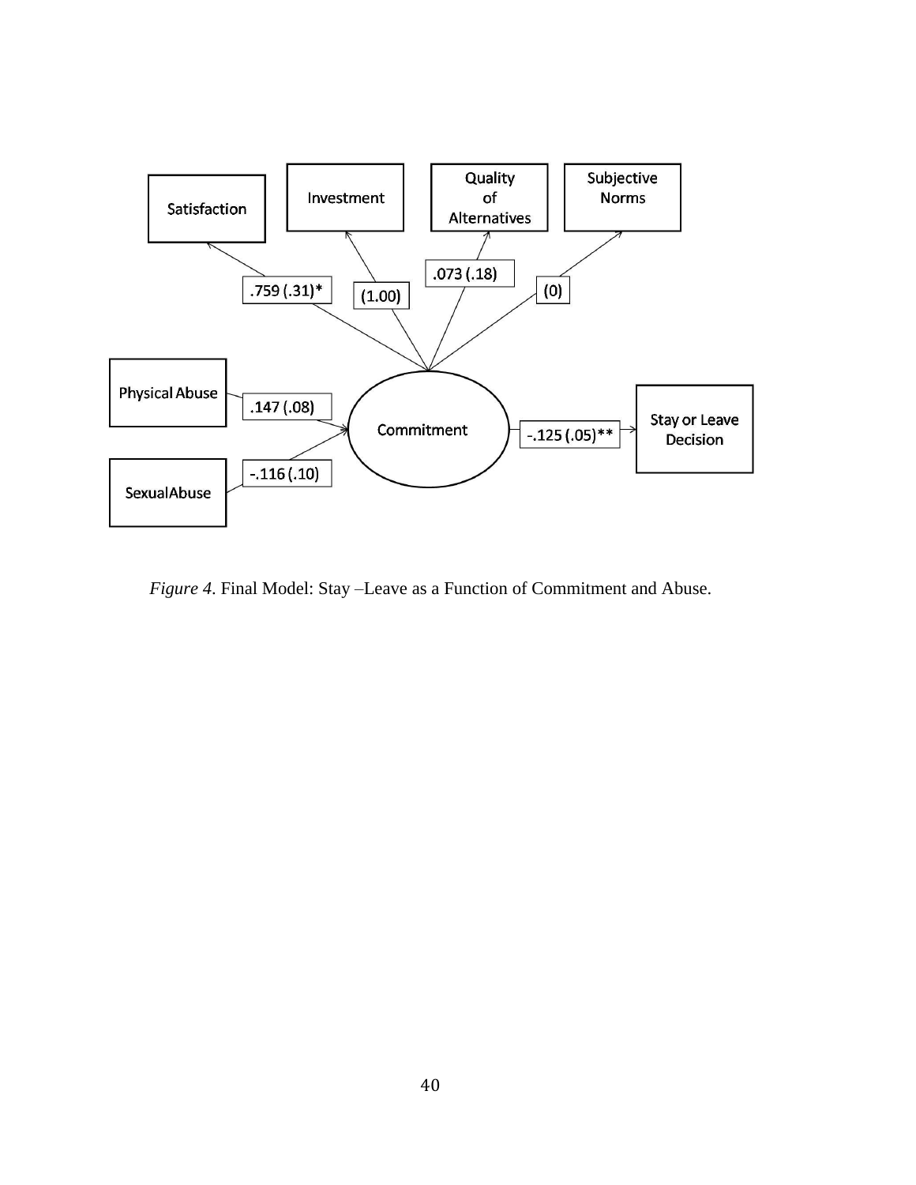*Figure 4*. Final Model: Stay –Leave as a Function of Commitment and Abuse.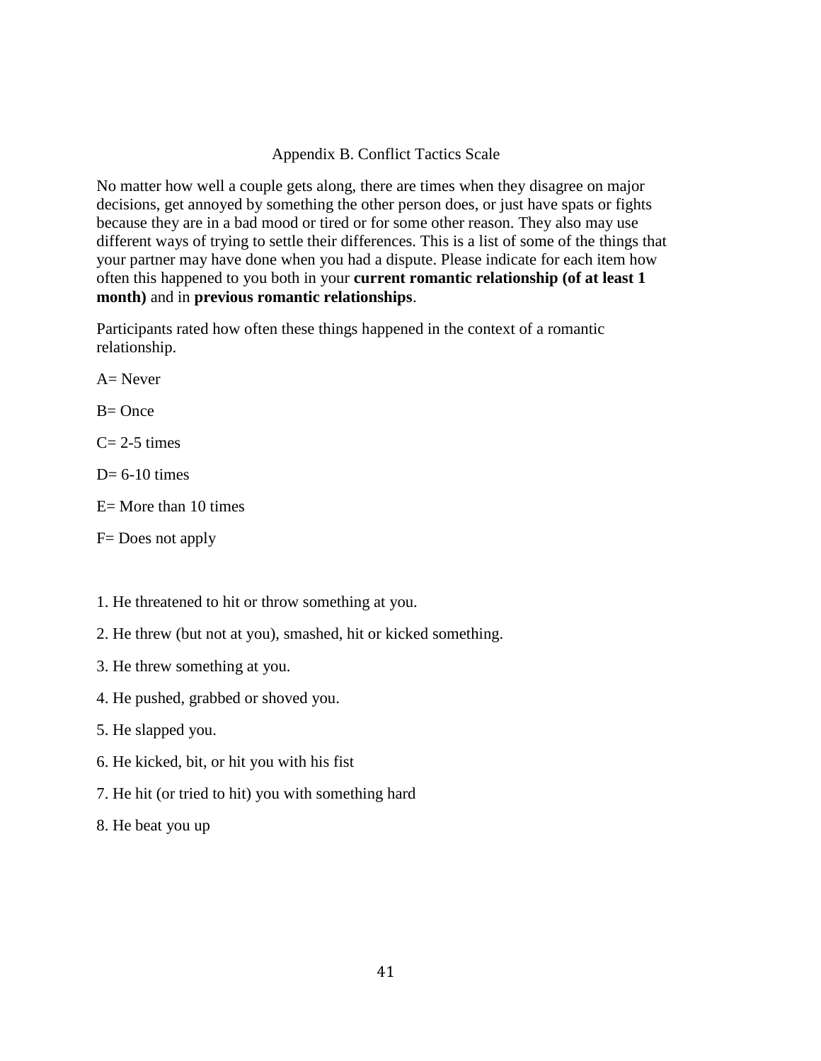## Appendix B. Conflict Tactics Scale

No matter how well a couple gets along, there are times when they disagree on major decisions, get annoyed by something the other person does, or just have spats or fights because they are in a bad mood or tired or for some other reason. They also may use different ways of trying to settle their differences. This is a list of some of the things that your partner may have done when you had a dispute. Please indicate for each item how often this happened to you both in your **current romantic relationship (of at least 1 month)** and in **previous romantic relationships**.

Participants rated how often these things happened in the context of a romantic relationship.

A= Never

B= Once

C= 2-5 times

D= 6-10 times

E= More than 10 times

F= Does not apply

1. He threatened to hit or throw something at you.
2. He threw (but not at you), smashed, hit or kicked something.
3. He threw something at you.
4. He pushed, grabbed or shoved you.
5. He slapped you.
6. He kicked, bit, or hit you with his fist
7. He hit (or tried to hit) you with something hard
8. He beat you up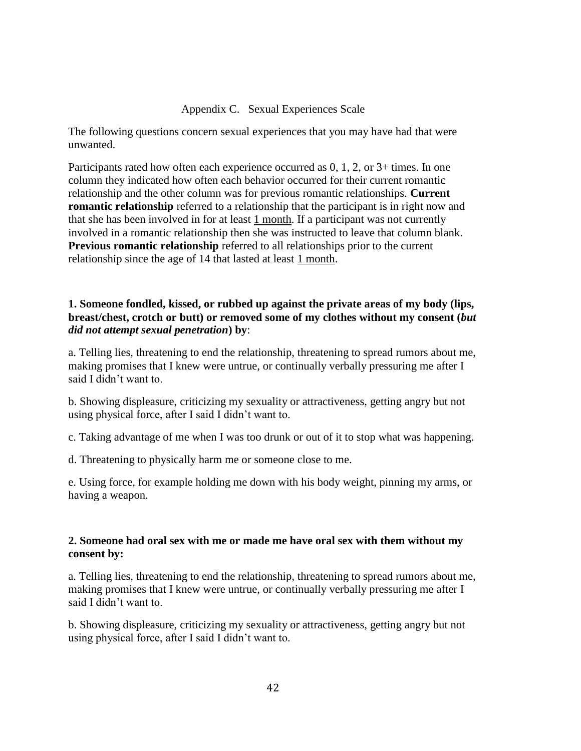## Appendix C. Sexual Experiences Scale

The following questions concern sexual experiences that you may have had that were unwanted.

Participants rated how often each experience occurred as 0, 1, 2, or 3+ times. In one column they indicated how often each behavior occurred for their current romantic relationship and the other column was for previous romantic relationships. **Current romantic relationship** referred to a relationship that the participant is in right now and that she has been involved in for at least <u>1 month</u>. If a participant was not currently involved in a romantic relationship then she was instructed to leave that column blank. **Previous romantic relationship** referred to all relationships prior to the current relationship since the age of 14 that lasted at least <u>1 month</u>.

**1. Someone fondled, kissed, or rubbed up against the private areas of my body (lips, breast/chest, crotch or butt) or removed some of my clothes without my consent (*but did not attempt sexual penetration*) by**:

a. Telling lies, threatening to end the relationship, threatening to spread rumors about me, making promises that I knew were untrue, or continually verbally pressuring me after I said I didn't want to.

b. Showing displeasure, criticizing my sexuality or attractiveness, getting angry but not using physical force, after I said I didn't want to.

c. Taking advantage of me when I was too drunk or out of it to stop what was happening.

d. Threatening to physically harm me or someone close to me.

e. Using force, for example holding me down with his body weight, pinning my arms, or having a weapon.

**2. Someone had oral sex with me or made me have oral sex with them without my consent by:**

a. Telling lies, threatening to end the relationship, threatening to spread rumors about me, making promises that I knew were untrue, or continually verbally pressuring me after I said I didn't want to.

b. Showing displeasure, criticizing my sexuality or attractiveness, getting angry but not using physical force, after I said I didn't want to.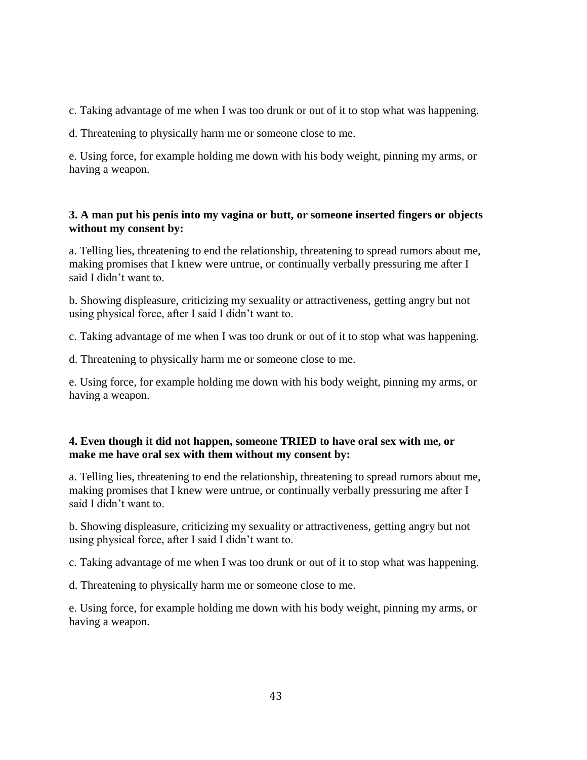c. Taking advantage of me when I was too drunk or out of it to stop what was happening.

d. Threatening to physically harm me or someone close to me.

e. Using force, for example holding me down with his body weight, pinning my arms, or having a weapon.

**3. A man put his penis into my vagina or butt, or someone inserted fingers or objects without my consent by:**

a. Telling lies, threatening to end the relationship, threatening to spread rumors about me, making promises that I knew were untrue, or continually verbally pressuring me after I said I didn't want to.

b. Showing displeasure, criticizing my sexuality or attractiveness, getting angry but not using physical force, after I said I didn't want to.

c. Taking advantage of me when I was too drunk or out of it to stop what was happening.

d. Threatening to physically harm me or someone close to me.

e. Using force, for example holding me down with his body weight, pinning my arms, or having a weapon.

**4. Even though it did not happen, someone TRIED to have oral sex with me, or make me have oral sex with them without my consent by:**

a. Telling lies, threatening to end the relationship, threatening to spread rumors about me, making promises that I knew were untrue, or continually verbally pressuring me after I said I didn't want to.

b. Showing displeasure, criticizing my sexuality or attractiveness, getting angry but not using physical force, after I said I didn't want to.

c. Taking advantage of me when I was too drunk or out of it to stop what was happening.

d. Threatening to physically harm me or someone close to me.

e. Using force, for example holding me down with his body weight, pinning my arms, or having a weapon.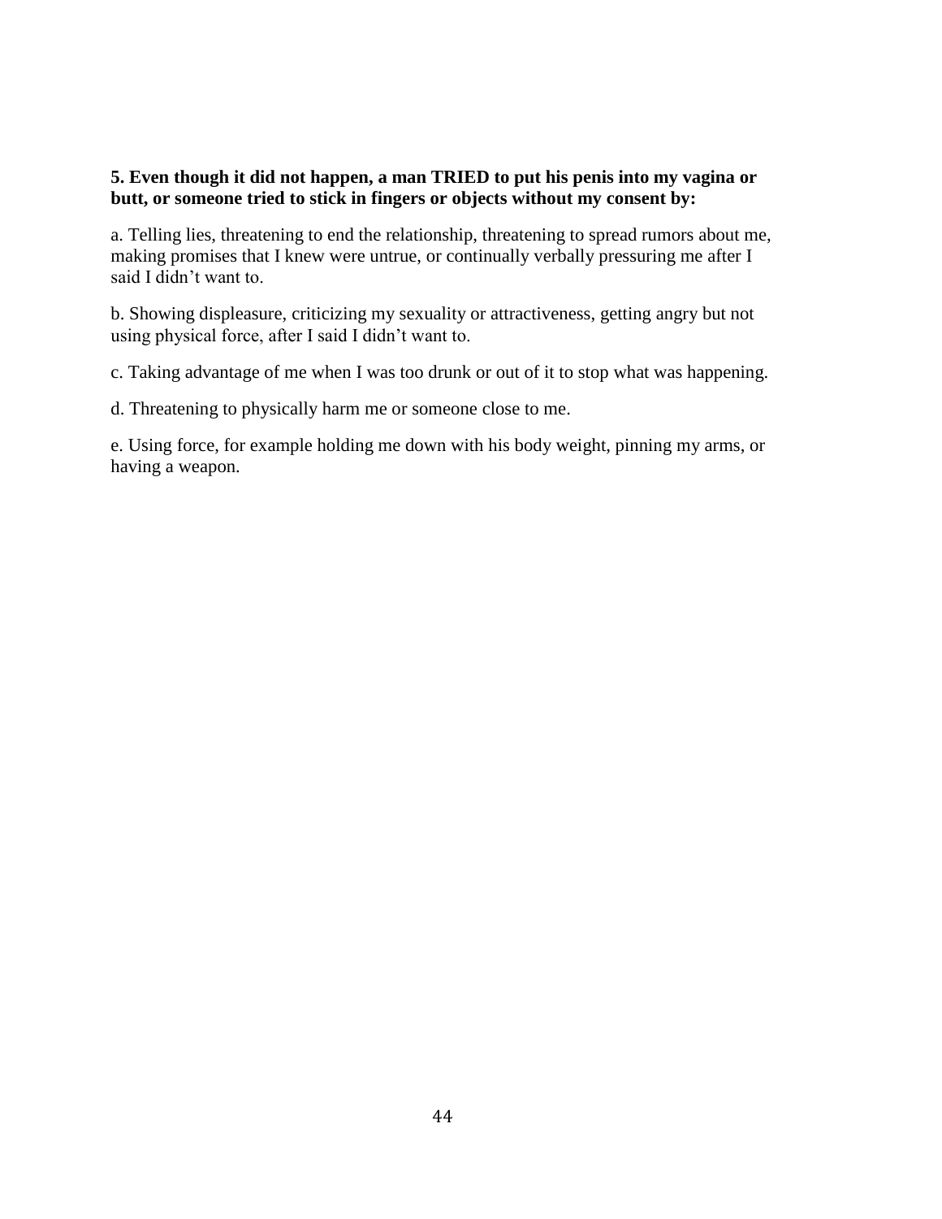**5. Even though it did not happen, a man TRIED to put his penis into my vagina or butt, or someone tried to stick in fingers or objects without my consent by:**

a. Telling lies, threatening to end the relationship, threatening to spread rumors about me, making promises that I knew were untrue, or continually verbally pressuring me after I said I didn't want to.

b. Showing displeasure, criticizing my sexuality or attractiveness, getting angry but not using physical force, after I said I didn't want to.

c. Taking advantage of me when I was too drunk or out of it to stop what was happening.

d. Threatening to physically harm me or someone close to me.

e. Using force, for example holding me down with his body weight, pinning my arms, or having a weapon.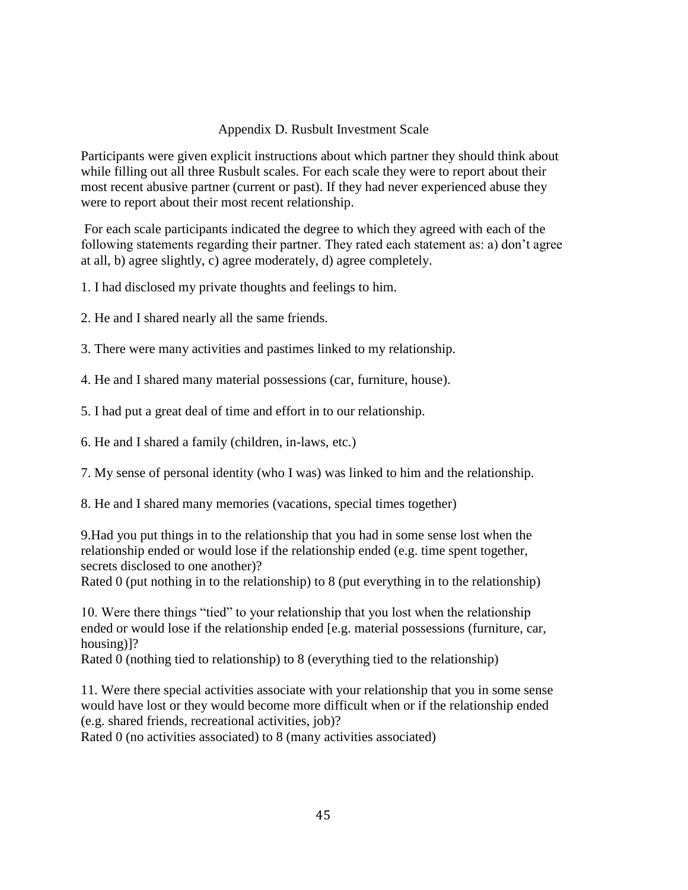## Appendix D. Rusbult Investment Scale

Participants were given explicit instructions about which partner they should think about while filling out all three Rusbult scales. For each scale they were to report about their most recent abusive partner (current or past). If they had never experienced abuse they were to report about their most recent relationship.

For each scale participants indicated the degree to which they agreed with each of the following statements regarding their partner. They rated each statement as: a) don't agree at all, b) agree slightly, c) agree moderately, d) agree completely.

1. I had disclosed my private thoughts and feelings to him.

2. He and I shared nearly all the same friends.

3. There were many activities and pastimes linked to my relationship.

4. He and I shared many material possessions (car, furniture, house).

5. I had put a great deal of time and effort in to our relationship.

6. He and I shared a family (children, in-laws, etc.)

7. My sense of personal identity (who I was) was linked to him and the relationship.

8. He and I shared many memories (vacations, special times together)

9. Had you put things in to the relationship that you had in some sense lost when the relationship ended or would lose if the relationship ended (e.g. time spent together, secrets disclosed to one another)?
Rated 0 (put nothing in to the relationship) to 8 (put everything in to the relationship)

10. Were there things "tied" to your relationship that you lost when the relationship ended or would lose if the relationship ended [e.g. material possessions (furniture, car, housing)]?
Rated 0 (nothing tied to relationship) to 8 (everything tied to the relationship)

11. Were there special activities associate with your relationship that you in some sense would have lost or they would become more difficult when or if the relationship ended (e.g. shared friends, recreational activities, job)?
Rated 0 (no activities associated) to 8 (many activities associated)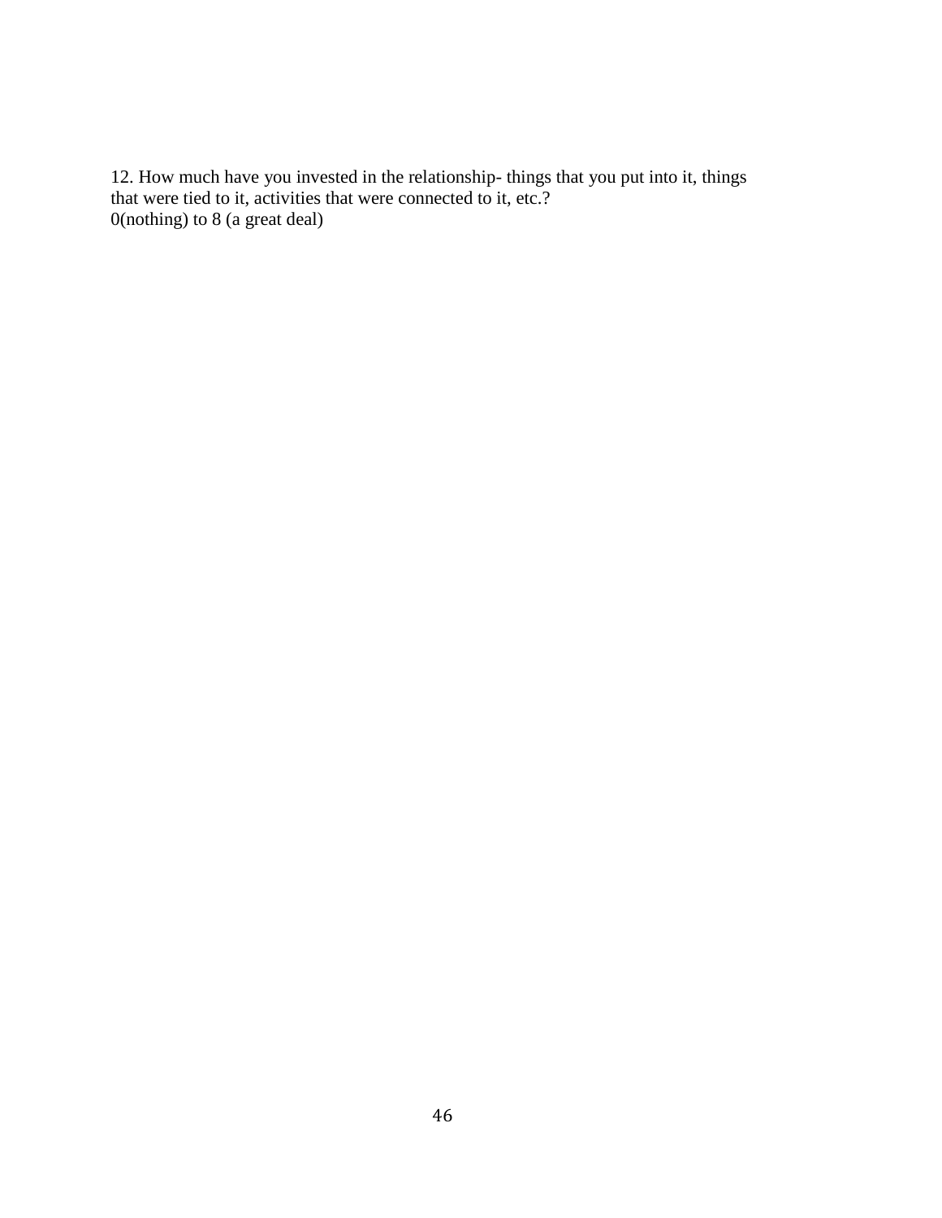12. How much have you invested in the relationship- things that you put into it, things that were tied to it, activities that were connected to it, etc.?
0(nothing) to 8 (a great deal)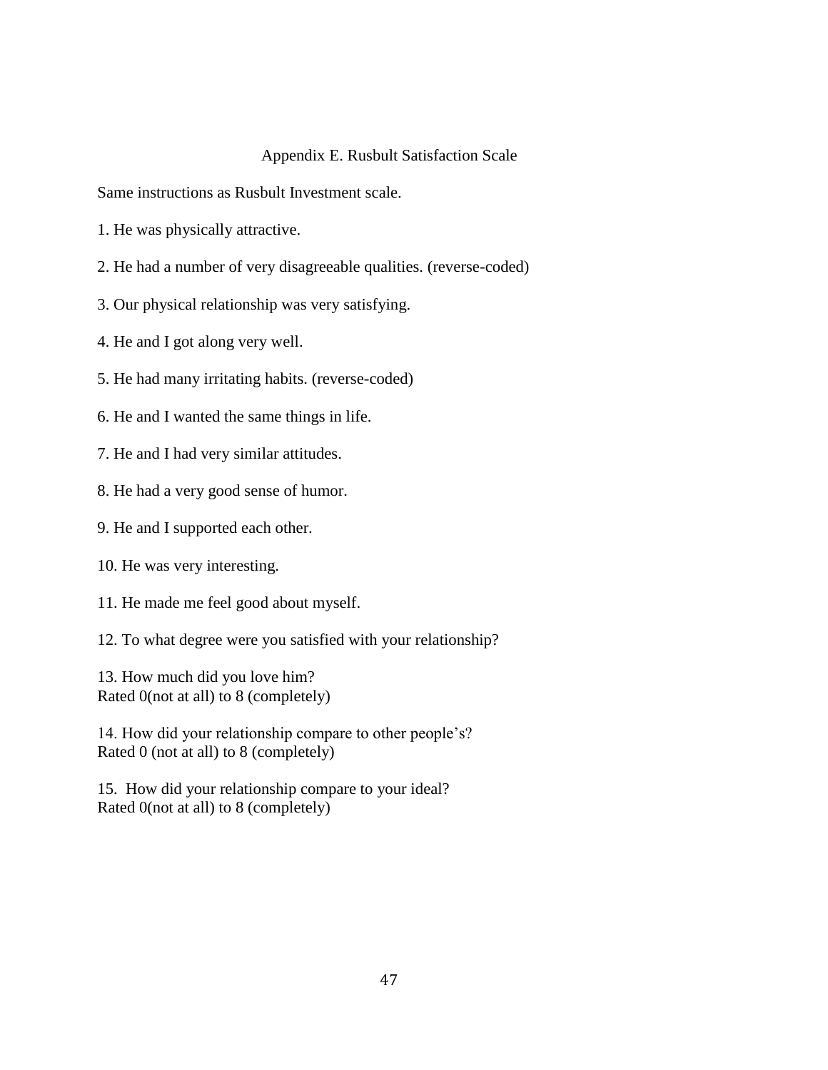## Appendix E. Rusbult Satisfaction Scale

Same instructions as Rusbult Investment scale.

1. He was physically attractive.

2. He had a number of very disagreeable qualities. (reverse-coded)

3. Our physical relationship was very satisfying.

4. He and I got along very well.

5. He had many irritating habits. (reverse-coded)

6. He and I wanted the same things in life.

7. He and I had very similar attitudes.

8. He had a very good sense of humor.

9. He and I supported each other.

10. He was very interesting.

11. He made me feel good about myself.

12. To what degree were you satisfied with your relationship?

13. How much did you love him?
Rated 0(not at all) to 8 (completely)

14. How did your relationship compare to other people's?
Rated 0 (not at all) to 8 (completely)

15. How did your relationship compare to your ideal?
Rated 0(not at all) to 8 (completely)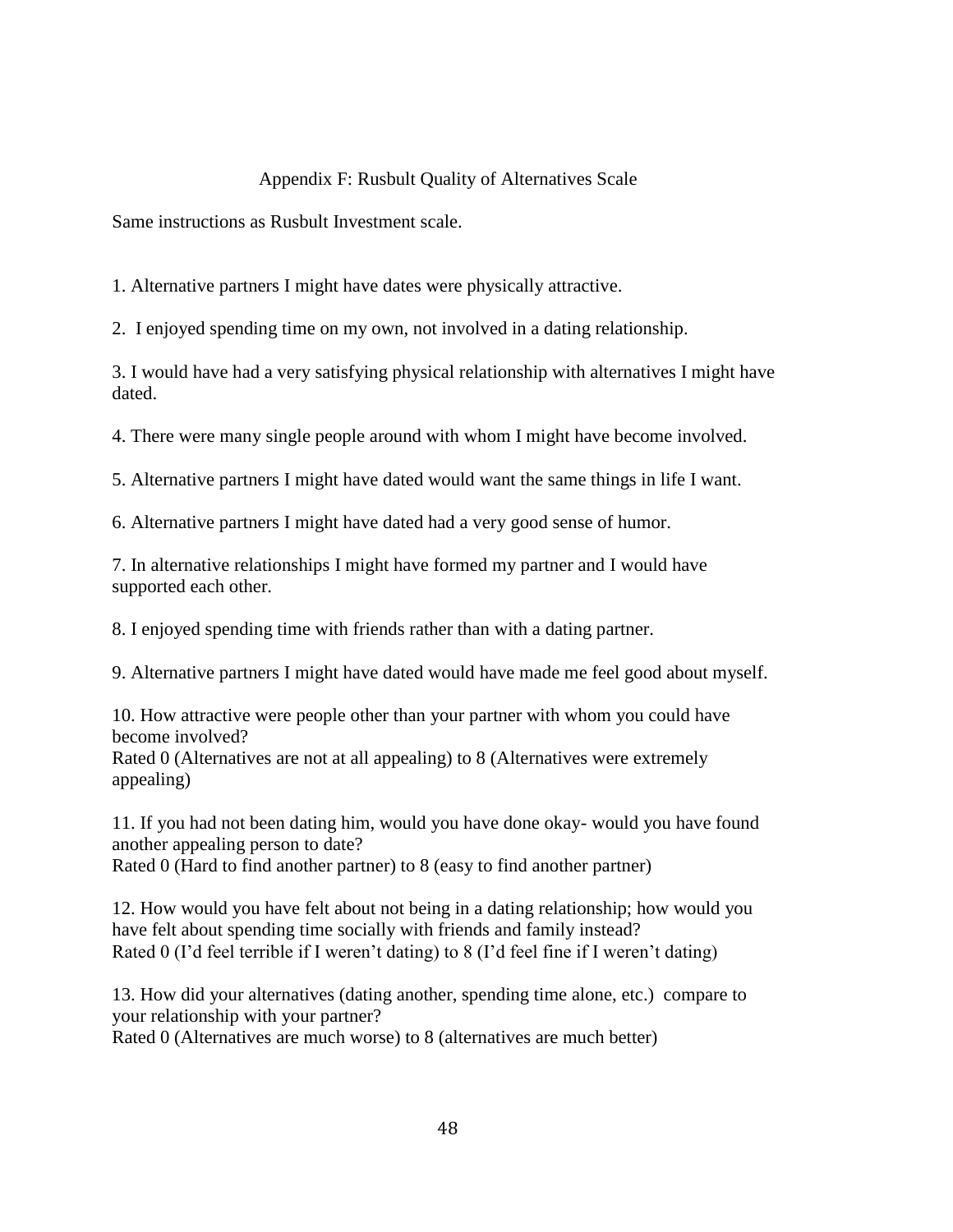## Appendix F: Rusbult Quality of Alternatives Scale

Same instructions as Rusbult Investment scale.

1. Alternative partners I might have dates were physically attractive.

2. I enjoyed spending time on my own, not involved in a dating relationship.

3. I would have had a very satisfying physical relationship with alternatives I might have dated.

4. There were many single people around with whom I might have become involved.

5. Alternative partners I might have dated would want the same things in life I want.

6. Alternative partners I might have dated had a very good sense of humor.

7. In alternative relationships I might have formed my partner and I would have supported each other.

8. I enjoyed spending time with friends rather than with a dating partner.

9. Alternative partners I might have dated would have made me feel good about myself.

10. How attractive were people other than your partner with whom you could have become involved?
Rated 0 (Alternatives are not at all appealing) to 8 (Alternatives were extremely appealing)

11. If you had not been dating him, would you have done okay- would you have found another appealing person to date?
Rated 0 (Hard to find another partner) to 8 (easy to find another partner)

12. How would you have felt about not being in a dating relationship; how would you have felt about spending time socially with friends and family instead?
Rated 0 (I'd feel terrible if I weren't dating) to 8 (I'd feel fine if I weren't dating)

13. How did your alternatives (dating another, spending time alone, etc.) compare to your relationship with your partner?
Rated 0 (Alternatives are much worse) to 8 (alternatives are much better)